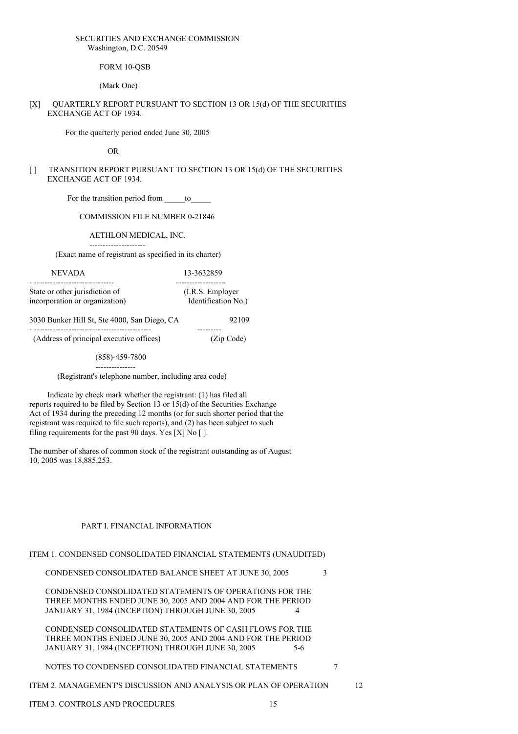SECURITIES AND EXCHANGE COMMISSION
Washington, D.C. 20549

FORM 10-QSB

(Mark One)

[X] QUARTERLY REPORT PURSUANT TO SECTION 13 OR 15(d) OF THE SECURITIES EXCHANGE ACT OF 1934.

For the quarterly period ended June 30, 2005

OR

[ ] TRANSITION REPORT PURSUANT TO SECTION 13 OR 15(d) OF THE SECURITIES EXCHANGE ACT OF 1934.

For the transition period from _____to_____

COMMISSION FILE NUMBER 0-21846

AETHLON MEDICAL, INC.

(Exact name of registrant as specified in its charter)

| NEVADA | 13-3632859 |
|---|---|
| State or other jurisdiction of incorporation or organization) | (I.R.S. Employer Identification No.) |

| 3030 Bunker Hill St, Ste 4000, San Diego, CA | 92109 |
|---|---|
| (Address of principal executive offices) | (Zip Code) |

(858)-459-7800

(Registrant's telephone number, including area code)

Indicate by check mark whether the registrant: (1) has filed all reports required to be filed by Section 13 or 15(d) of the Securities Exchange Act of 1934 during the preceding 12 months (or for such shorter period that the registrant was required to file such reports), and (2) has been subject to such filing requirements for the past 90 days. Yes [X] No [ ].

The number of shares of common stock of the registrant outstanding as of August 10, 2005 was 18,885,253.

PART I. FINANCIAL INFORMATION

| | |
|---|---|
| ITEM 1. CONDENSED CONSOLIDATED FINANCIAL STATEMENTS (UNAUDITED) | |
| CONDENSED CONSOLIDATED BALANCE SHEET AT JUNE 30, 2005 | 3 |
| CONDENSED CONSOLIDATED STATEMENTS OF OPERATIONS FOR THE THREE MONTHS ENDED JUNE 30, 2005 AND 2004 AND FOR THE PERIOD JANUARY 31, 1984 (INCEPTION) THROUGH JUNE 30, 2005 | 4 |
| CONDENSED CONSOLIDATED STATEMENTS OF CASH FLOWS FOR THE THREE MONTHS ENDED JUNE 30, 2005 AND 2004 AND FOR THE PERIOD JANUARY 31, 1984 (INCEPTION) THROUGH JUNE 30, 2005 | 5-6 |
| NOTES TO CONDENSED CONSOLIDATED FINANCIAL STATEMENTS | 7 |
| ITEM 2. MANAGEMENT'S DISCUSSION AND ANALYSIS OR PLAN OF OPERATION | 12 |
| ITEM 3. CONTROLS AND PROCEDURES | 15 |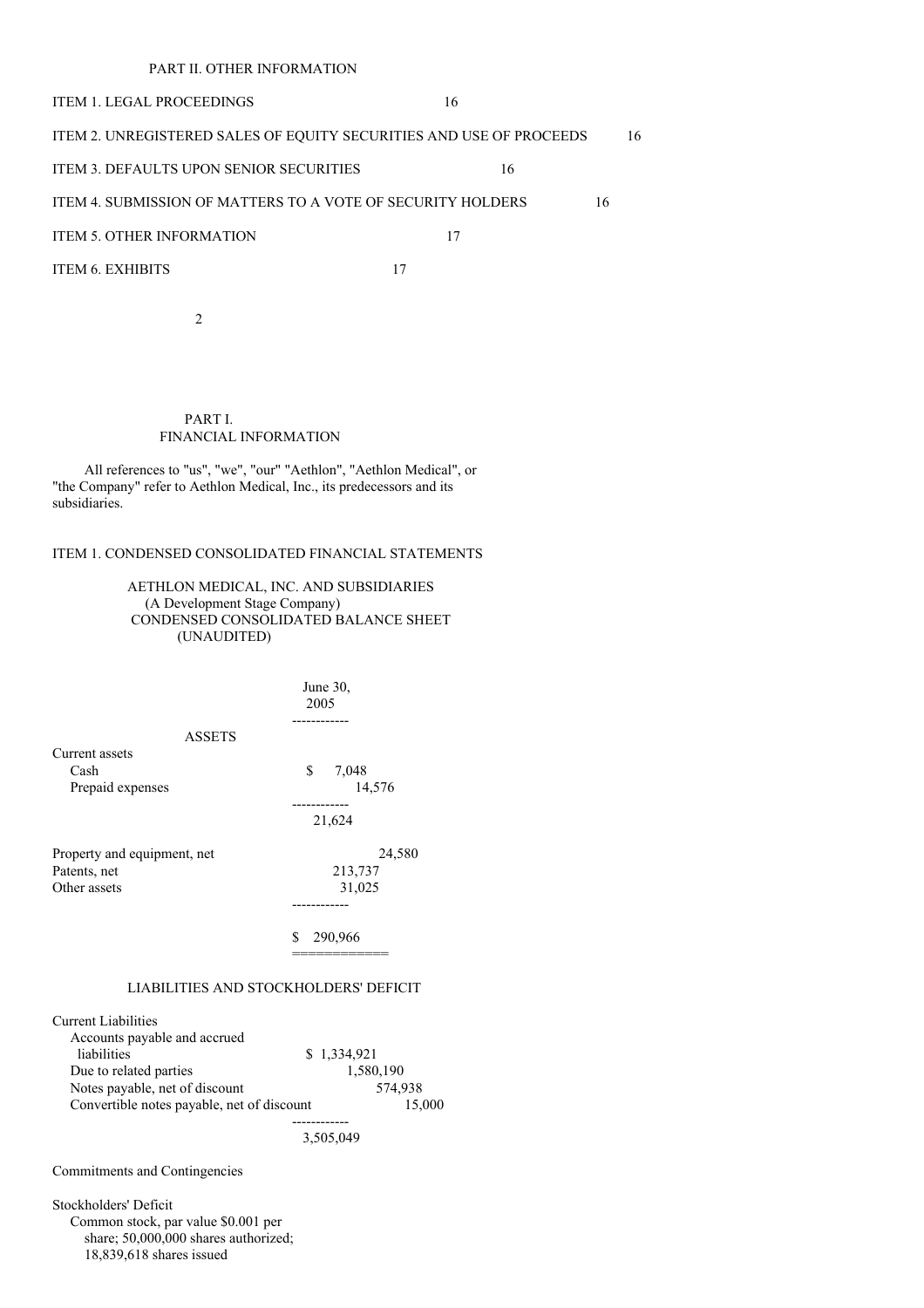PART II. OTHER INFORMATION

| | |
|---|---|
| ITEM 1. LEGAL PROCEEDINGS | 16 |
| ITEM 2. UNREGISTERED SALES OF EQUITY SECURITIES AND USE OF PROCEEDS | 16 |
| ITEM 3. DEFAULTS UPON SENIOR SECURITIES | 16 |
| ITEM 4. SUBMISSION OF MATTERS TO A VOTE OF SECURITY HOLDERS | 16 |
| ITEM 5. OTHER INFORMATION | 17 |
| ITEM 6. EXHIBITS | 17 |

# PART I.
# FINANCIAL INFORMATION

All references to "us", "we", "our" "Aethlon", "Aethlon Medical", or "the Company" refer to Aethlon Medical, Inc., its predecessors and its subsidiaries.

## ITEM 1. CONDENSED CONSOLIDATED FINANCIAL STATEMENTS

### AETHLON MEDICAL, INC. AND SUBSIDIARIES
### (A Development Stage Company)
### CONDENSED CONSOLIDATED BALANCE SHEET
### (UNAUDITED)

| | June 30, 2005 |
|---|---|
| **ASSETS** | |
| Current assets | |
| Cash | $ 7,048 |
| Prepaid expenses | 14,576 |
| | 21,624 |
| Property and equipment, net | 24,580 |
| Patents, net | 213,737 |
| Other assets | 31,025 |
| | $ 290,966 |
| **LIABILITIES AND STOCKHOLDERS' DEFICIT** | |
| Current Liabilities | |
| Accounts payable and accrued liabilities | $ 1,334,921 |
| Due to related parties | 1,580,190 |
| Notes payable, net of discount | 574,938 |
| Convertible notes payable, net of discount | 15,000 |
| | 3,505,049 |
| Commitments and Contingencies | |
| Stockholders' Deficit | |
| Common stock, par value $0.001 per share; 50,000,000 shares authorized; 18,839,618 shares issued | |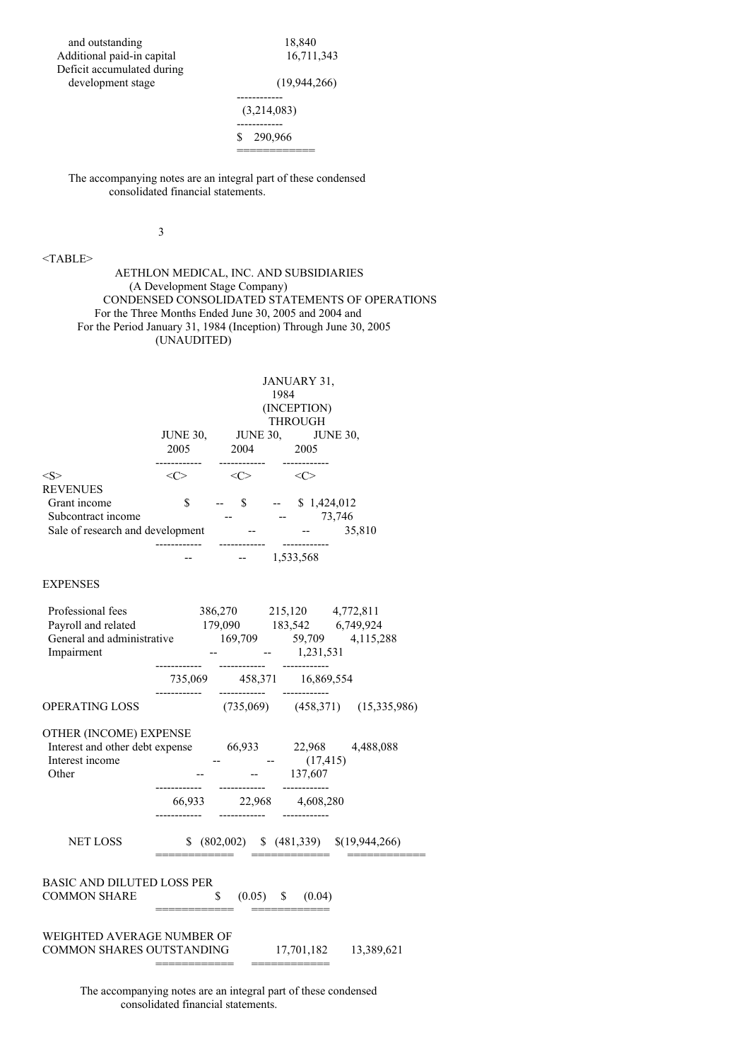| | |
|---|---|
| and outstanding | 18,840 |
| Additional paid-in capital | 16,711,343 |
| Deficit accumulated during development stage | (19,944,266) |
| | (3,214,083) |
| | $ 290,966 |

The accompanying notes are an integral part of these condensed consolidated financial statements.

AETHLON MEDICAL, INC. AND SUBSIDIARIES
(A Development Stage Company)
CONDENSED CONSOLIDATED STATEMENTS OF OPERATIONS
For the Three Months Ended June 30, 2005 and 2004 and
For the Period January 31, 1984 (Inception) Through June 30, 2005
(UNAUDITED)

| | JUNE 30, 2005 | JUNE 30, 2004 | JANUARY 31, 1984 (INCEPTION) THROUGH JUNE 30, 2005 |
|---|---|---|---|
| **REVENUES** | | | |
| Grant income | $ -- | $ -- | $ 1,424,012 |
| Subcontract income | -- | -- | 73,746 |
| Sale of research and development | -- | -- | 35,810 |
| | -- | -- | 1,533,568 |
| **EXPENSES** | | | |
| Professional fees | 386,270 | 215,120 | 4,772,811 |
| Payroll and related | 179,090 | 183,542 | 6,749,924 |
| General and administrative | 169,709 | 59,709 | 4,115,288 |
| Impairment | -- | -- | 1,231,531 |
| | 735,069 | 458,371 | 16,869,554 |
| OPERATING LOSS | (735,069) | (458,371) | (15,335,986) |
| **OTHER (INCOME) EXPENSE** | | | |
| Interest and other debt expense | 66,933 | 22,968 | 4,488,088 |
| Interest income | -- | -- | (17,415) |
| Other | -- | -- | 137,607 |
| | 66,933 | 22,968 | 4,608,280 |
| NET LOSS | $ (802,002) | $ (481,339) | $(19,944,266) |
| BASIC AND DILUTED LOSS PER COMMON SHARE | $ (0.05) | $ (0.04) | |
| WEIGHTED AVERAGE NUMBER OF COMMON SHARES OUTSTANDING | 17,701,182 | 13,389,621 | |

The accompanying notes are an integral part of these condensed consolidated financial statements.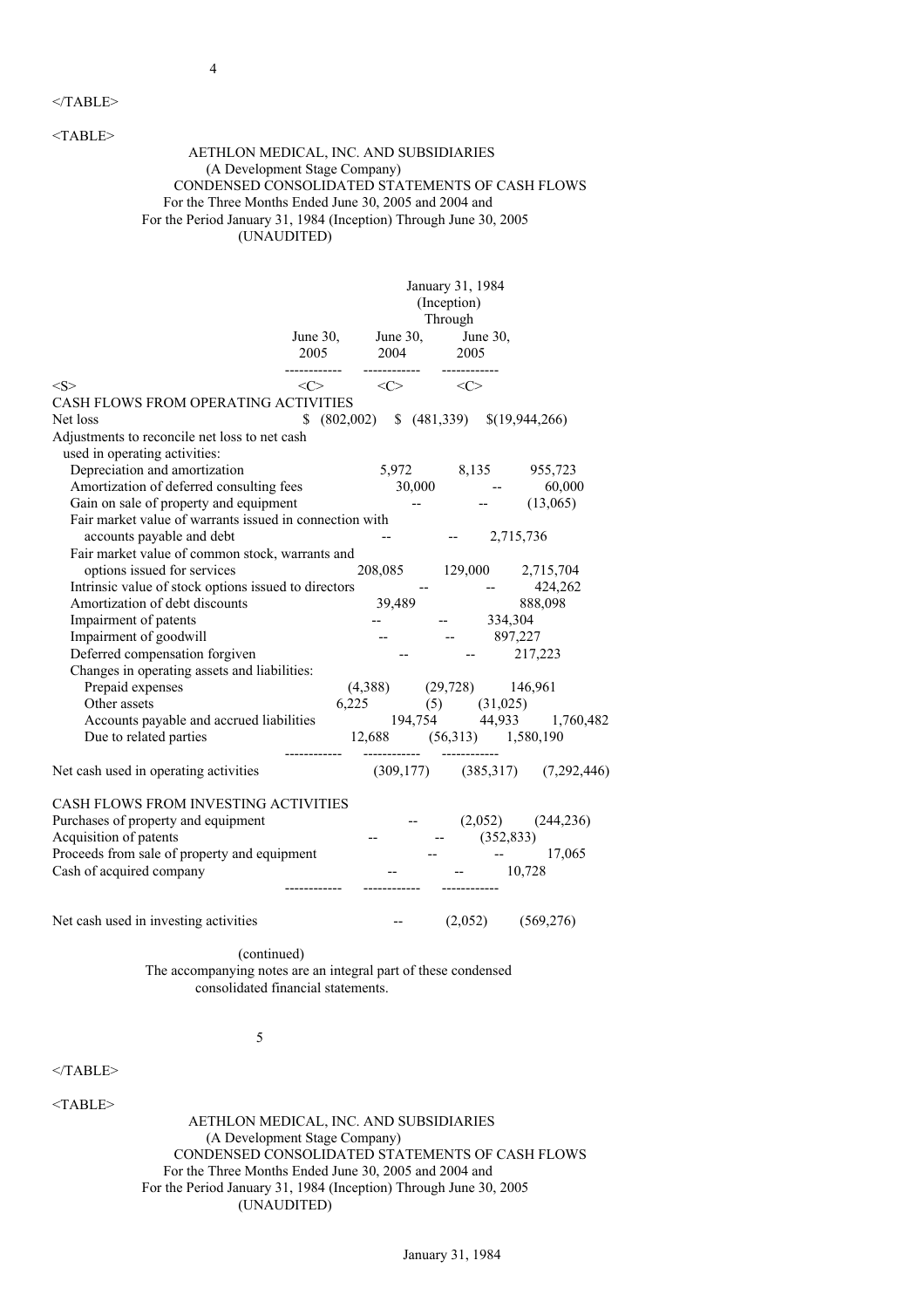AETHLON MEDICAL, INC. AND SUBSIDIARIES
(A Development Stage Company)
CONDENSED CONSOLIDATED STATEMENTS OF CASH FLOWS
For the Three Months Ended June 30, 2005 and 2004 and
For the Period January 31, 1984 (Inception) Through June 30, 2005
(UNAUDITED)

| | June 30, 2005 | June 30, 2004 | January 31, 1984 (Inception) Through June 30, 2005 |
|---|---|---|---|
| CASH FLOWS FROM OPERATING ACTIVITIES | | | |
| Net loss | $ (802,002) | $ (481,339) | $(19,944,266) |
| Adjustments to reconcile net loss to net cash used in operating activities: | | | |
| Depreciation and amortization | 5,972 | 8,135 | 955,723 |
| Amortization of deferred consulting fees | 30,000 | -- | 60,000 |
| Gain on sale of property and equipment | -- | -- | (13,065) |
| Fair market value of warrants issued in connection with accounts payable and debt | -- | -- | 2,715,736 |
| Fair market value of common stock, warrants and options issued for services | 208,085 | 129,000 | 2,715,704 |
| Intrinsic value of stock options issued to directors | -- | -- | 424,262 |
| Amortization of debt discounts | 39,489 | | 888,098 |
| Impairment of patents | -- | -- | 334,304 |
| Impairment of goodwill | -- | -- | 897,227 |
| Deferred compensation forgiven | -- | -- | 217,223 |
| Changes in operating assets and liabilities: | | | |
| Prepaid expenses | (4,388) | (29,728) | 146,961 |
| Other assets | 6,225 | (5) | (31,025) |
| Accounts payable and accrued liabilities | 194,754 | 44,933 | 1,760,482 |
| Due to related parties | 12,688 | (56,313) | 1,580,190 |
| Net cash used in operating activities | (309,177) | (385,317) | (7,292,446) |
| CASH FLOWS FROM INVESTING ACTIVITIES | | | |
| Purchases of property and equipment | -- | (2,052) | (244,236) |
| Acquisition of patents | -- | -- | (352,833) |
| Proceeds from sale of property and equipment | -- | -- | 17,065 |
| Cash of acquired company | -- | -- | 10,728 |
| Net cash used in investing activities | -- | (2,052) | (569,276) |

(continued)

The accompanying notes are an integral part of these condensed consolidated financial statements.

AETHLON MEDICAL, INC. AND SUBSIDIARIES
(A Development Stage Company)
CONDENSED CONSOLIDATED STATEMENTS OF CASH FLOWS
For the Three Months Ended June 30, 2005 and 2004 and
For the Period January 31, 1984 (Inception) Through June 30, 2005
(UNAUDITED)

January 31, 1984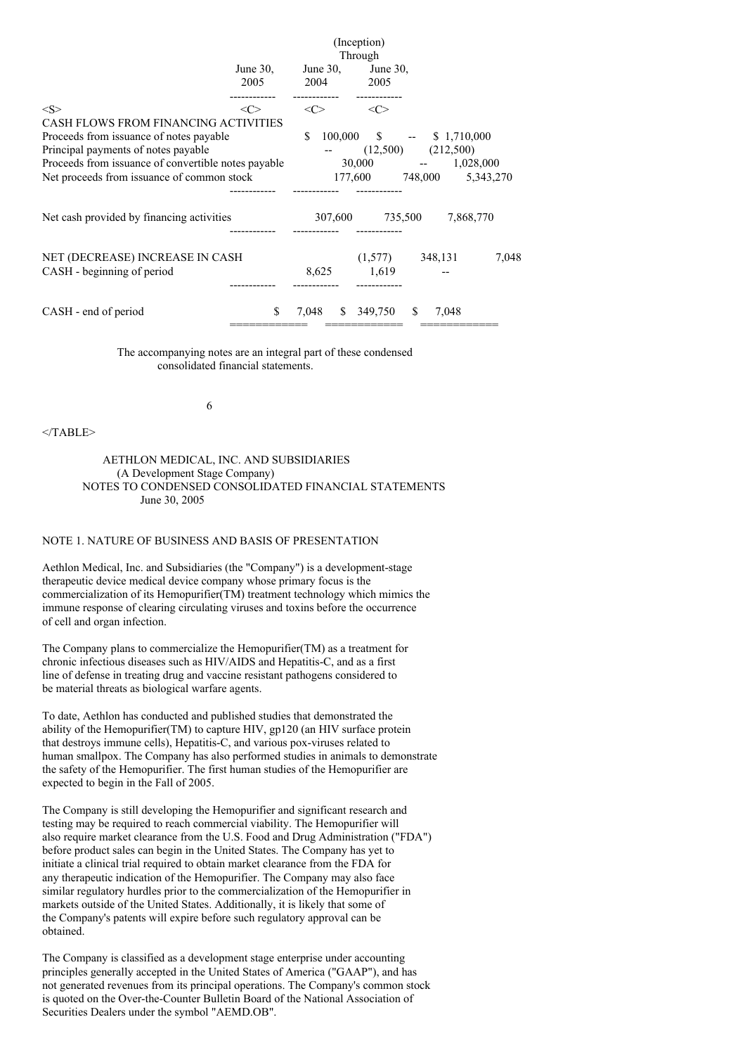| | June 30, 2005 | June 30, 2004 | (Inception) Through June 30, 2005 |
|---|---|---|---|
| CASH FLOWS FROM FINANCING ACTIVITIES | | | |
| Proceeds from issuance of notes payable | $ 100,000 | $ -- | $ 1,710,000 |
| Principal payments of notes payable | -- | (12,500) | (212,500) |
| Proceeds from issuance of convertible notes payable | 30,000 | -- | 1,028,000 |
| Net proceeds from issuance of common stock | 177,600 | 748,000 | 5,343,270 |
| Net cash provided by financing activities | 307,600 | 735,500 | 7,868,770 |
| NET (DECREASE) INCREASE IN CASH | (1,577) | 348,131 | 7,048 |
| CASH - beginning of period | 8,625 | 1,619 | -- |
| CASH - end of period | $ 7,048 | $ 349,750 | $ 7,048 |

The accompanying notes are an integral part of these condensed consolidated financial statements.

AETHLON MEDICAL, INC. AND SUBSIDIARIES
(A Development Stage Company)
NOTES TO CONDENSED CONSOLIDATED FINANCIAL STATEMENTS
June 30, 2005

## NOTE 1. NATURE OF BUSINESS AND BASIS OF PRESENTATION

Aethlon Medical, Inc. and Subsidiaries (the "Company") is a development-stage therapeutic device medical device company whose primary focus is the commercialization of its Hemopurifier(TM) treatment technology which mimics the immune response of clearing circulating viruses and toxins before the occurrence of cell and organ infection.

The Company plans to commercialize the Hemopurifier(TM) as a treatment for chronic infectious diseases such as HIV/AIDS and Hepatitis-C, and as a first line of defense in treating drug and vaccine resistant pathogens considered to be material threats as biological warfare agents.

To date, Aethlon has conducted and published studies that demonstrated the ability of the Hemopurifier(TM) to capture HIV, gp120 (an HIV surface protein that destroys immune cells), Hepatitis-C, and various pox-viruses related to human smallpox. The Company has also performed studies in animals to demonstrate the safety of the Hemopurifier. The first human studies of the Hemopurifier are expected to begin in the Fall of 2005.

The Company is still developing the Hemopurifier and significant research and testing may be required to reach commercial viability. The Hemopurifier will also require market clearance from the U.S. Food and Drug Administration ("FDA") before product sales can begin in the United States. The Company has yet to initiate a clinical trial required to obtain market clearance from the FDA for any therapeutic indication of the Hemopurifier. The Company may also face similar regulatory hurdles prior to the commercialization of the Hemopurifier in markets outside of the United States. Additionally, it is likely that some of the Company's patents will expire before such regulatory approval can be obtained.

The Company is classified as a development stage enterprise under accounting principles generally accepted in the United States of America ("GAAP"), and has not generated revenues from its principal operations. The Company's common stock is quoted on the Over-the-Counter Bulletin Board of the National Association of Securities Dealers under the symbol "AEMD.OB".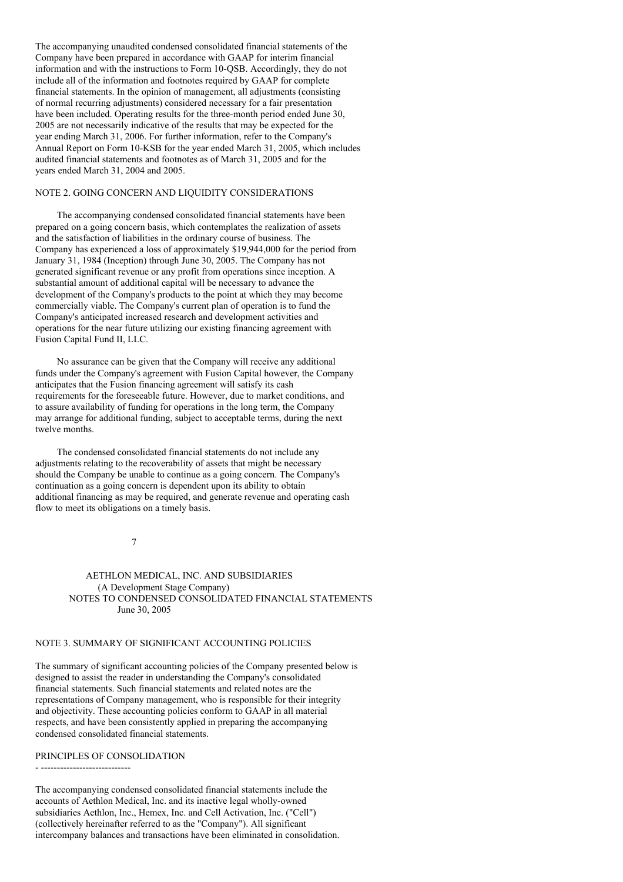The accompanying unaudited condensed consolidated financial statements of the Company have been prepared in accordance with GAAP for interim financial information and with the instructions to Form 10-QSB. Accordingly, they do not include all of the information and footnotes required by GAAP for complete financial statements. In the opinion of management, all adjustments (consisting of normal recurring adjustments) considered necessary for a fair presentation have been included. Operating results for the three-month period ended June 30, 2005 are not necessarily indicative of the results that may be expected for the year ending March 31, 2006. For further information, refer to the Company's Annual Report on Form 10-KSB for the year ended March 31, 2005, which includes audited financial statements and footnotes as of March 31, 2005 and for the years ended March 31, 2004 and 2005.

## NOTE 2. GOING CONCERN AND LIQUIDITY CONSIDERATIONS

The accompanying condensed consolidated financial statements have been prepared on a going concern basis, which contemplates the realization of assets and the satisfaction of liabilities in the ordinary course of business. The Company has experienced a loss of approximately $19,944,000 for the period from January 31, 1984 (Inception) through June 30, 2005. The Company has not generated significant revenue or any profit from operations since inception. A substantial amount of additional capital will be necessary to advance the development of the Company's products to the point at which they may become commercially viable. The Company's current plan of operation is to fund the Company's anticipated increased research and development activities and operations for the near future utilizing our existing financing agreement with Fusion Capital Fund II, LLC.

No assurance can be given that the Company will receive any additional funds under the Company's agreement with Fusion Capital however, the Company anticipates that the Fusion financing agreement will satisfy its cash requirements for the foreseeable future. However, due to market conditions, and to assure availability of funding for operations in the long term, the Company may arrange for additional funding, subject to acceptable terms, during the next twelve months.

The condensed consolidated financial statements do not include any adjustments relating to the recoverability of assets that might be necessary should the Company be unable to continue as a going concern. The Company's continuation as a going concern is dependent upon its ability to obtain additional financing as may be required, and generate revenue and operating cash flow to meet its obligations on a timely basis.

AETHLON MEDICAL, INC. AND SUBSIDIARIES
(A Development Stage Company)
NOTES TO CONDENSED CONSOLIDATED FINANCIAL STATEMENTS
June 30, 2005

## NOTE 3. SUMMARY OF SIGNIFICANT ACCOUNTING POLICIES

The summary of significant accounting policies of the Company presented below is designed to assist the reader in understanding the Company's consolidated financial statements. Such financial statements and related notes are the representations of Company management, who is responsible for their integrity and objectivity. These accounting policies conform to GAAP in all material respects, and have been consistently applied in preparing the accompanying condensed consolidated financial statements.

### PRINCIPLES OF CONSOLIDATION

The accompanying condensed consolidated financial statements include the accounts of Aethlon Medical, Inc. and its inactive legal wholly-owned subsidiaries Aethlon, Inc., Hemex, Inc. and Cell Activation, Inc. ("Cell") (collectively hereinafter referred to as the "Company"). All significant intercompany balances and transactions have been eliminated in consolidation.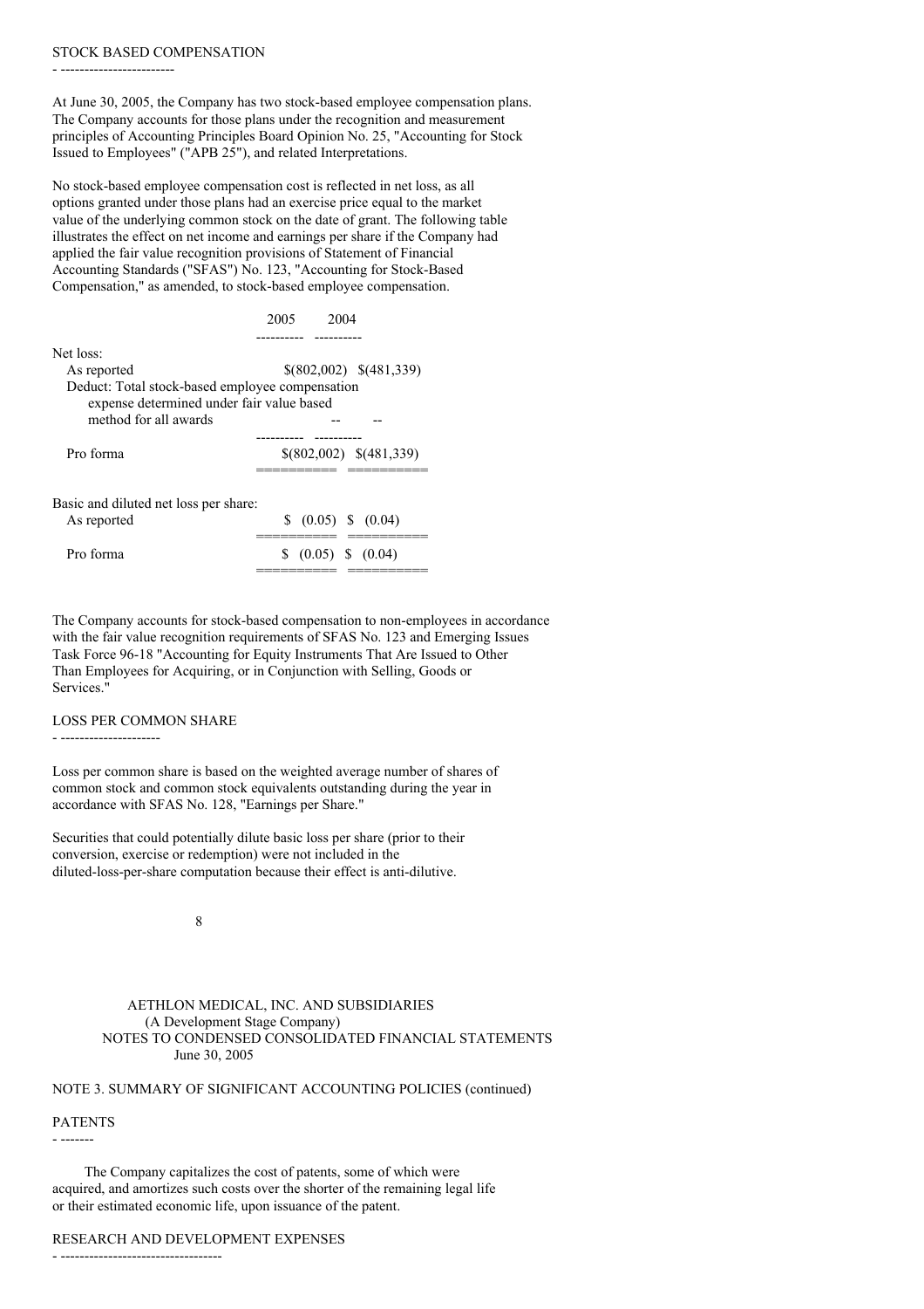### STOCK BASED COMPENSATION

At June 30, 2005, the Company has two stock-based employee compensation plans. The Company accounts for those plans under the recognition and measurement principles of Accounting Principles Board Opinion No. 25, "Accounting for Stock Issued to Employees" ("APB 25"), and related Interpretations.

No stock-based employee compensation cost is reflected in net loss, as all options granted under those plans had an exercise price equal to the market value of the underlying common stock on the date of grant. The following table illustrates the effect on net income and earnings per share if the Company had applied the fair value recognition provisions of Statement of Financial Accounting Standards ("SFAS") No. 123, "Accounting for Stock-Based Compensation," as amended, to stock-based employee compensation.

| | 2005 | 2004 |
|---|---|---|
| Net loss: | | |
| As reported | $(802,002) | $(481,339) |
| Deduct: Total stock-based employee compensation expense determined under fair value based method for all awards | -- | -- |
| Pro forma | $(802,002) | $(481,339) |
| Basic and diluted net loss per share: | | |
| As reported | $ (0.05) | $ (0.04) |
| Pro forma | $ (0.05) | $ (0.04) |

The Company accounts for stock-based compensation to non-employees in accordance with the fair value recognition requirements of SFAS No. 123 and Emerging Issues Task Force 96-18 "Accounting for Equity Instruments That Are Issued to Other Than Employees for Acquiring, or in Conjunction with Selling, Goods or Services."

### LOSS PER COMMON SHARE

Loss per common share is based on the weighted average number of shares of common stock and common stock equivalents outstanding during the year in accordance with SFAS No. 128, "Earnings per Share."

Securities that could potentially dilute basic loss per share (prior to their conversion, exercise or redemption) were not included in the diluted-loss-per-share computation because their effect is anti-dilutive.

AETHLON MEDICAL, INC. AND SUBSIDIARIES
(A Development Stage Company)
NOTES TO CONDENSED CONSOLIDATED FINANCIAL STATEMENTS
June 30, 2005

## NOTE 3. SUMMARY OF SIGNIFICANT ACCOUNTING POLICIES (continued)

### PATENTS

The Company capitalizes the cost of patents, some of which were acquired, and amortizes such costs over the shorter of the remaining legal life or their estimated economic life, upon issuance of the patent.

### RESEARCH AND DEVELOPMENT EXPENSES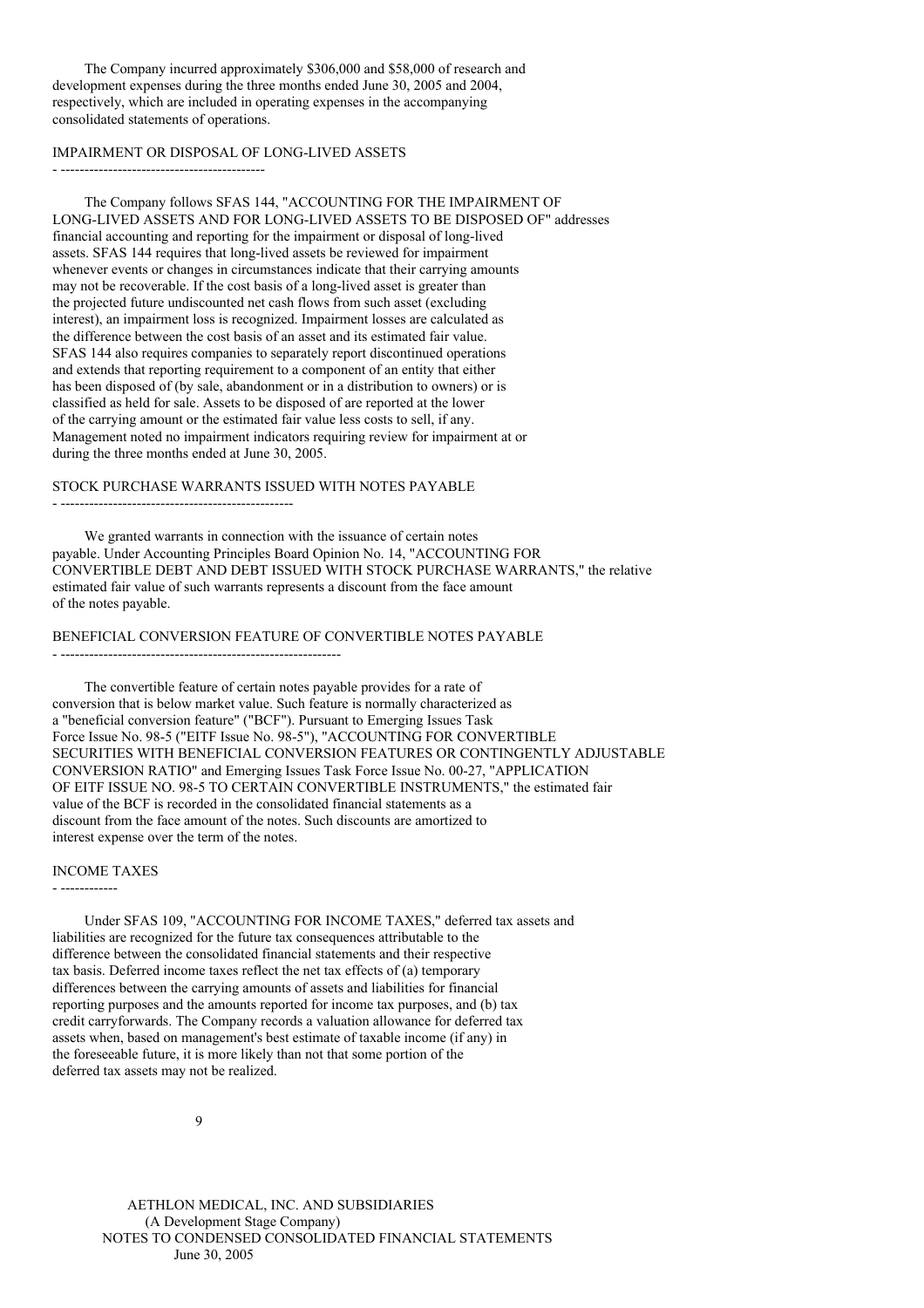The Company incurred approximately $306,000 and $58,000 of research and development expenses during the three months ended June 30, 2005 and 2004, respectively, which are included in operating expenses in the accompanying consolidated statements of operations.

## IMPAIRMENT OR DISPOSAL OF LONG-LIVED ASSETS

The Company follows SFAS 144, "ACCOUNTING FOR THE IMPAIRMENT OF LONG-LIVED ASSETS AND FOR LONG-LIVED ASSETS TO BE DISPOSED OF" addresses financial accounting and reporting for the impairment or disposal of long-lived assets. SFAS 144 requires that long-lived assets be reviewed for impairment whenever events or changes in circumstances indicate that their carrying amounts may not be recoverable. If the cost basis of a long-lived asset is greater than the projected future undiscounted net cash flows from such asset (excluding interest), an impairment loss is recognized. Impairment losses are calculated as the difference between the cost basis of an asset and its estimated fair value. SFAS 144 also requires companies to separately report discontinued operations and extends that reporting requirement to a component of an entity that either has been disposed of (by sale, abandonment or in a distribution to owners) or is classified as held for sale. Assets to be disposed of are reported at the lower of the carrying amount or the estimated fair value less costs to sell, if any. Management noted no impairment indicators requiring review for impairment at or during the three months ended at June 30, 2005.

## STOCK PURCHASE WARRANTS ISSUED WITH NOTES PAYABLE

We granted warrants in connection with the issuance of certain notes payable. Under Accounting Principles Board Opinion No. 14, "ACCOUNTING FOR CONVERTIBLE DEBT AND DEBT ISSUED WITH STOCK PURCHASE WARRANTS," the relative estimated fair value of such warrants represents a discount from the face amount of the notes payable.

## BENEFICIAL CONVERSION FEATURE OF CONVERTIBLE NOTES PAYABLE

The convertible feature of certain notes payable provides for a rate of conversion that is below market value. Such feature is normally characterized as a "beneficial conversion feature" ("BCF"). Pursuant to Emerging Issues Task Force Issue No. 98-5 ("EITF Issue No. 98-5"), "ACCOUNTING FOR CONVERTIBLE SECURITIES WITH BENEFICIAL CONVERSION FEATURES OR CONTINGENTLY ADJUSTABLE CONVERSION RATIO" and Emerging Issues Task Force Issue No. 00-27, "APPLICATION OF EITF ISSUE NO. 98-5 TO CERTAIN CONVERTIBLE INSTRUMENTS," the estimated fair value of the BCF is recorded in the consolidated financial statements as a discount from the face amount of the notes. Such discounts are amortized to interest expense over the term of the notes.

## INCOME TAXES

Under SFAS 109, "ACCOUNTING FOR INCOME TAXES," deferred tax assets and liabilities are recognized for the future tax consequences attributable to the difference between the consolidated financial statements and their respective tax basis. Deferred income taxes reflect the net tax effects of (a) temporary differences between the carrying amounts of assets and liabilities for financial reporting purposes and the amounts reported for income tax purposes, and (b) tax credit carryforwards. The Company records a valuation allowance for deferred tax assets when, based on management's best estimate of taxable income (if any) in the foreseeable future, it is more likely than not that some portion of the deferred tax assets may not be realized.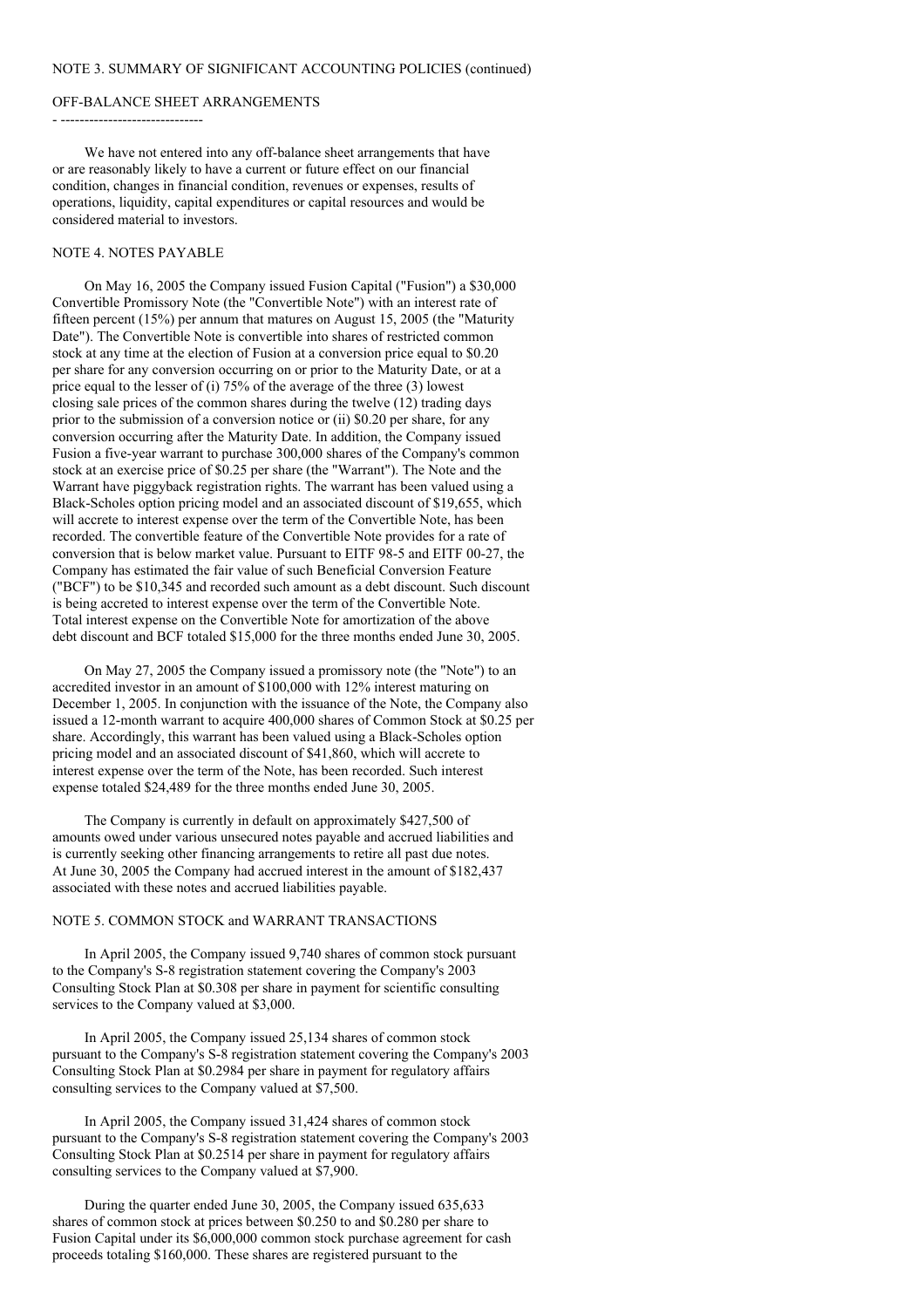NOTE 3. SUMMARY OF SIGNIFICANT ACCOUNTING POLICIES (continued)

OFF-BALANCE SHEET ARRANGEMENTS

We have not entered into any off-balance sheet arrangements that have or are reasonably likely to have a current or future effect on our financial condition, changes in financial condition, revenues or expenses, results of operations, liquidity, capital expenditures or capital resources and would be considered material to investors.

NOTE 4. NOTES PAYABLE

On May 16, 2005 the Company issued Fusion Capital ("Fusion") a $30,000 Convertible Promissory Note (the "Convertible Note") with an interest rate of fifteen percent (15%) per annum that matures on August 15, 2005 (the "Maturity Date"). The Convertible Note is convertible into shares of restricted common stock at any time at the election of Fusion at a conversion price equal to $0.20 per share for any conversion occurring on or prior to the Maturity Date, or at a price equal to the lesser of (i) 75% of the average of the three (3) lowest closing sale prices of the common shares during the twelve (12) trading days prior to the submission of a conversion notice or (ii) $0.20 per share, for any conversion occurring after the Maturity Date. In addition, the Company issued Fusion a five-year warrant to purchase 300,000 shares of the Company's common stock at an exercise price of $0.25 per share (the "Warrant"). The Note and the Warrant have piggyback registration rights. The warrant has been valued using a Black-Scholes option pricing model and an associated discount of $19,655, which will accrete to interest expense over the term of the Convertible Note, has been recorded. The convertible feature of the Convertible Note provides for a rate of conversion that is below market value. Pursuant to EITF 98-5 and EITF 00-27, the Company has estimated the fair value of such Beneficial Conversion Feature ("BCF") to be $10,345 and recorded such amount as a debt discount. Such discount is being accreted to interest expense over the term of the Convertible Note. Total interest expense on the Convertible Note for amortization of the above debt discount and BCF totaled $15,000 for the three months ended June 30, 2005.

On May 27, 2005 the Company issued a promissory note (the "Note") to an accredited investor in an amount of $100,000 with 12% interest maturing on December 1, 2005. In conjunction with the issuance of the Note, the Company also issued a 12-month warrant to acquire 400,000 shares of Common Stock at $0.25 per share. Accordingly, this warrant has been valued using a Black-Scholes option pricing model and an associated discount of $41,860, which will accrete to interest expense over the term of the Note, has been recorded. Such interest expense totaled $24,489 for the three months ended June 30, 2005.

The Company is currently in default on approximately $427,500 of amounts owed under various unsecured notes payable and accrued liabilities and is currently seeking other financing arrangements to retire all past due notes. At June 30, 2005 the Company had accrued interest in the amount of $182,437 associated with these notes and accrued liabilities payable.

NOTE 5. COMMON STOCK and WARRANT TRANSACTIONS

In April 2005, the Company issued 9,740 shares of common stock pursuant to the Company's S-8 registration statement covering the Company's 2003 Consulting Stock Plan at $0.308 per share in payment for scientific consulting services to the Company valued at $3,000.

In April 2005, the Company issued 25,134 shares of common stock pursuant to the Company's S-8 registration statement covering the Company's 2003 Consulting Stock Plan at $0.2984 per share in payment for regulatory affairs consulting services to the Company valued at $7,500.

In April 2005, the Company issued 31,424 shares of common stock pursuant to the Company's S-8 registration statement covering the Company's 2003 Consulting Stock Plan at $0.2514 per share in payment for regulatory affairs consulting services to the Company valued at $7,900.

During the quarter ended June 30, 2005, the Company issued 635,633 shares of common stock at prices between $0.250 to and $0.280 per share to Fusion Capital under its $6,000,000 common stock purchase agreement for cash proceeds totaling $160,000. These shares are registered pursuant to the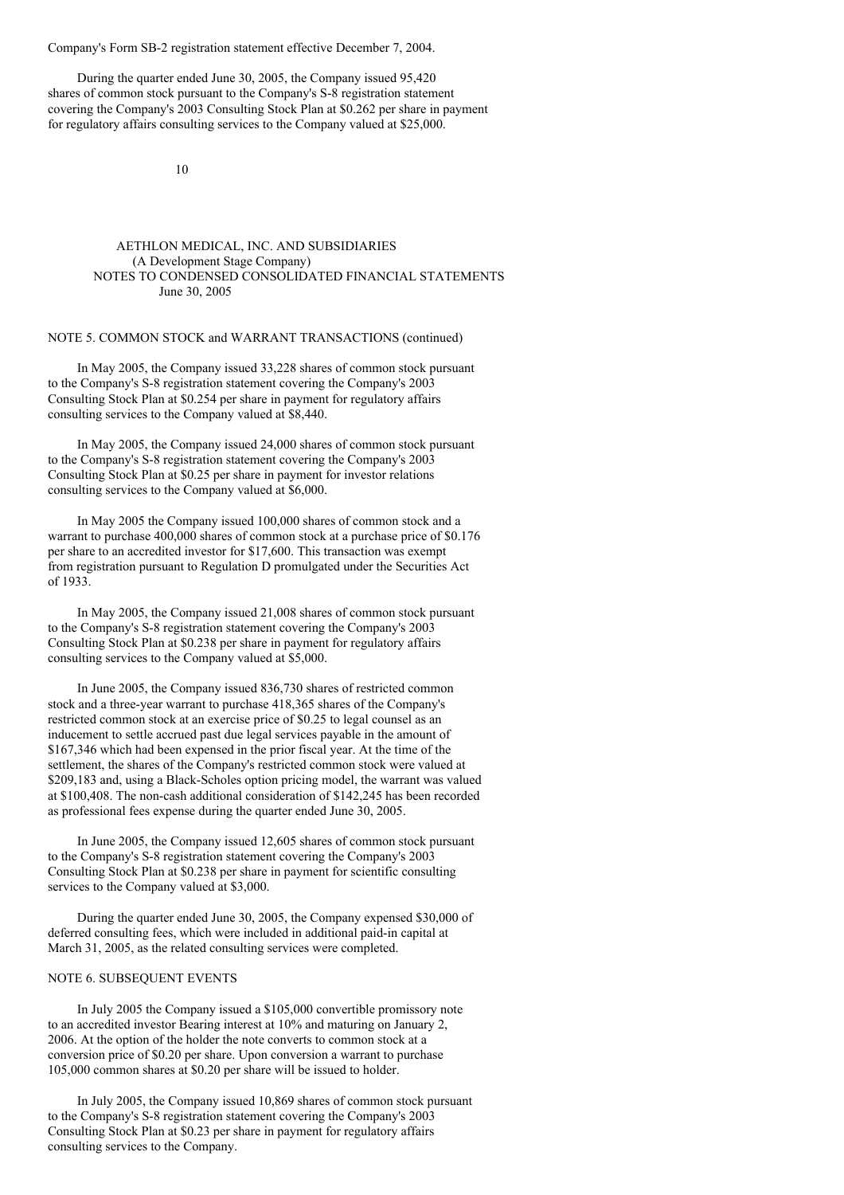Company's Form SB-2 registration statement effective December 7, 2004.

During the quarter ended June 30, 2005, the Company issued 95,420 shares of common stock pursuant to the Company's S-8 registration statement covering the Company's 2003 Consulting Stock Plan at $0.262 per share in payment for regulatory affairs consulting services to the Company valued at $25,000.

AETHLON MEDICAL, INC. AND SUBSIDIARIES
(A Development Stage Company)
NOTES TO CONDENSED CONSOLIDATED FINANCIAL STATEMENTS
June 30, 2005

NOTE 5. COMMON STOCK and WARRANT TRANSACTIONS (continued)

In May 2005, the Company issued 33,228 shares of common stock pursuant to the Company's S-8 registration statement covering the Company's 2003 Consulting Stock Plan at $0.254 per share in payment for regulatory affairs consulting services to the Company valued at $8,440.

In May 2005, the Company issued 24,000 shares of common stock pursuant to the Company's S-8 registration statement covering the Company's 2003 Consulting Stock Plan at $0.25 per share in payment for investor relations consulting services to the Company valued at $6,000.

In May 2005 the Company issued 100,000 shares of common stock and a warrant to purchase 400,000 shares of common stock at a purchase price of $0.176 per share to an accredited investor for $17,600. This transaction was exempt from registration pursuant to Regulation D promulgated under the Securities Act of 1933.

In May 2005, the Company issued 21,008 shares of common stock pursuant to the Company's S-8 registration statement covering the Company's 2003 Consulting Stock Plan at $0.238 per share in payment for regulatory affairs consulting services to the Company valued at $5,000.

In June 2005, the Company issued 836,730 shares of restricted common stock and a three-year warrant to purchase 418,365 shares of the Company's restricted common stock at an exercise price of $0.25 to legal counsel as an inducement to settle accrued past due legal services payable in the amount of $167,346 which had been expensed in the prior fiscal year. At the time of the settlement, the shares of the Company's restricted common stock were valued at $209,183 and, using a Black-Scholes option pricing model, the warrant was valued at $100,408. The non-cash additional consideration of $142,245 has been recorded as professional fees expense during the quarter ended June 30, 2005.

In June 2005, the Company issued 12,605 shares of common stock pursuant to the Company's S-8 registration statement covering the Company's 2003 Consulting Stock Plan at $0.238 per share in payment for scientific consulting services to the Company valued at $3,000.

During the quarter ended June 30, 2005, the Company expensed $30,000 of deferred consulting fees, which were included in additional paid-in capital at March 31, 2005, as the related consulting services were completed.

NOTE 6. SUBSEQUENT EVENTS

In July 2005 the Company issued a $105,000 convertible promissory note to an accredited investor Bearing interest at 10% and maturing on January 2, 2006. At the option of the holder the note converts to common stock at a conversion price of $0.20 per share. Upon conversion a warrant to purchase 105,000 common shares at $0.20 per share will be issued to holder.

In July 2005, the Company issued 10,869 shares of common stock pursuant to the Company's S-8 registration statement covering the Company's 2003 Consulting Stock Plan at $0.23 per share in payment for regulatory affairs consulting services to the Company.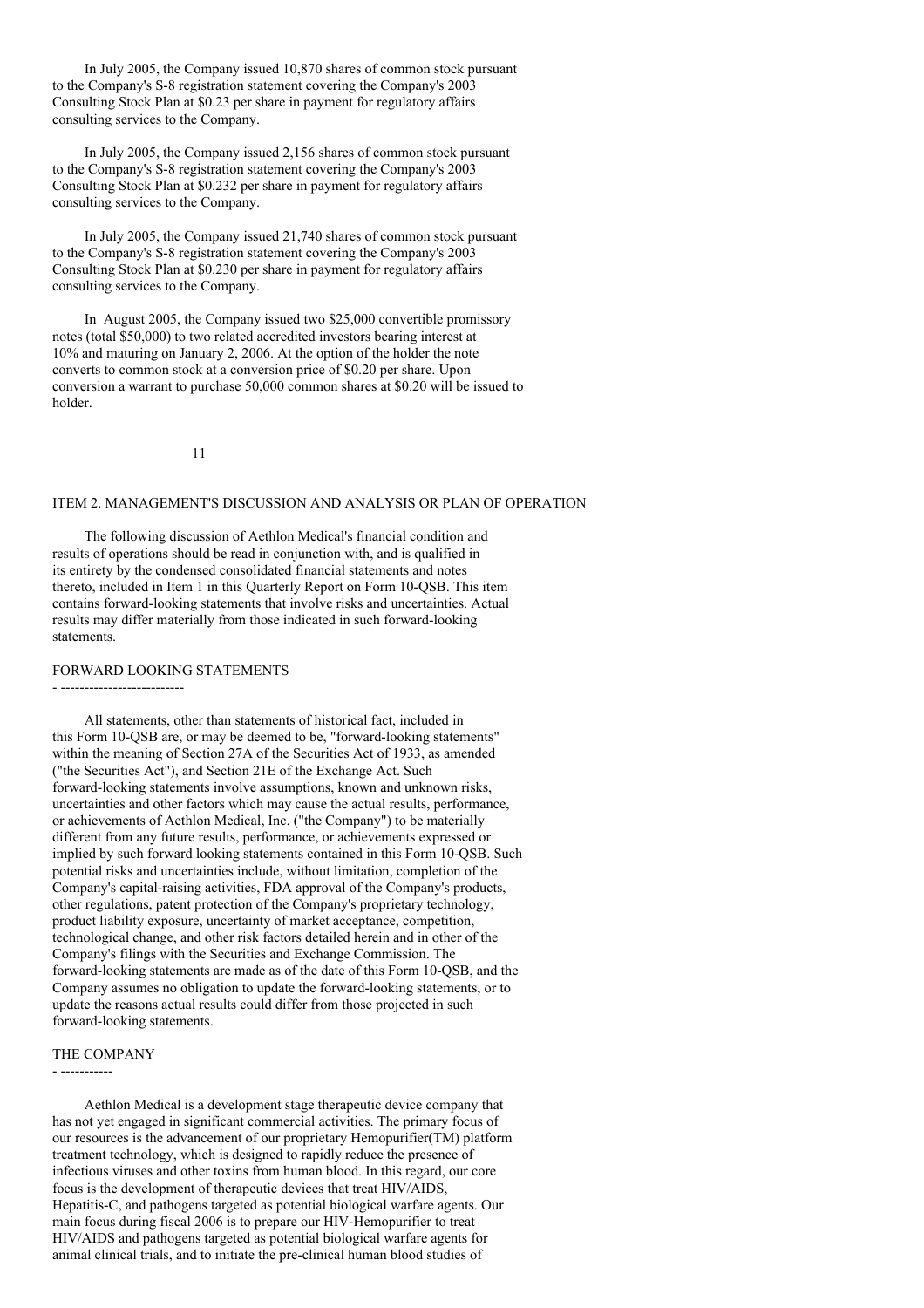In July 2005, the Company issued 10,870 shares of common stock pursuant to the Company's S-8 registration statement covering the Company's 2003 Consulting Stock Plan at $0.23 per share in payment for regulatory affairs consulting services to the Company.

In July 2005, the Company issued 2,156 shares of common stock pursuant to the Company's S-8 registration statement covering the Company's 2003 Consulting Stock Plan at $0.232 per share in payment for regulatory affairs consulting services to the Company.

In July 2005, the Company issued 21,740 shares of common stock pursuant to the Company's S-8 registration statement covering the Company's 2003 Consulting Stock Plan at $0.230 per share in payment for regulatory affairs consulting services to the Company.

In August 2005, the Company issued two $25,000 convertible promissory notes (total $50,000) to two related accredited investors bearing interest at 10% and maturing on January 2, 2006. At the option of the holder the note converts to common stock at a conversion price of $0.20 per share. Upon conversion a warrant to purchase 50,000 common shares at $0.20 will be issued to holder.

## ITEM 2. MANAGEMENT'S DISCUSSION AND ANALYSIS OR PLAN OF OPERATION

The following discussion of Aethlon Medical's financial condition and results of operations should be read in conjunction with, and is qualified in its entirety by the condensed consolidated financial statements and notes thereto, included in Item 1 in this Quarterly Report on Form 10-QSB. This item contains forward-looking statements that involve risks and uncertainties. Actual results may differ materially from those indicated in such forward-looking statements.

### FORWARD LOOKING STATEMENTS

All statements, other than statements of historical fact, included in this Form 10-QSB are, or may be deemed to be, "forward-looking statements" within the meaning of Section 27A of the Securities Act of 1933, as amended ("the Securities Act"), and Section 21E of the Exchange Act. Such forward-looking statements involve assumptions, known and unknown risks, uncertainties and other factors which may cause the actual results, performance, or achievements of Aethlon Medical, Inc. ("the Company") to be materially different from any future results, performance, or achievements expressed or implied by such forward looking statements contained in this Form 10-QSB. Such potential risks and uncertainties include, without limitation, completion of the Company's capital-raising activities, FDA approval of the Company's products, other regulations, patent protection of the Company's proprietary technology, product liability exposure, uncertainty of market acceptance, competition, technological change, and other risk factors detailed herein and in other of the Company's filings with the Securities and Exchange Commission. The forward-looking statements are made as of the date of this Form 10-QSB, and the Company assumes no obligation to update the forward-looking statements, or to update the reasons actual results could differ from those projected in such forward-looking statements.

### THE COMPANY

Aethlon Medical is a development stage therapeutic device company that has not yet engaged in significant commercial activities. The primary focus of our resources is the advancement of our proprietary Hemopurifier(TM) platform treatment technology, which is designed to rapidly reduce the presence of infectious viruses and other toxins from human blood. In this regard, our core focus is the development of therapeutic devices that treat HIV/AIDS, Hepatitis-C, and pathogens targeted as potential biological warfare agents. Our main focus during fiscal 2006 is to prepare our HIV-Hemopurifier to treat HIV/AIDS and pathogens targeted as potential biological warfare agents for animal clinical trials, and to initiate the pre-clinical human blood studies of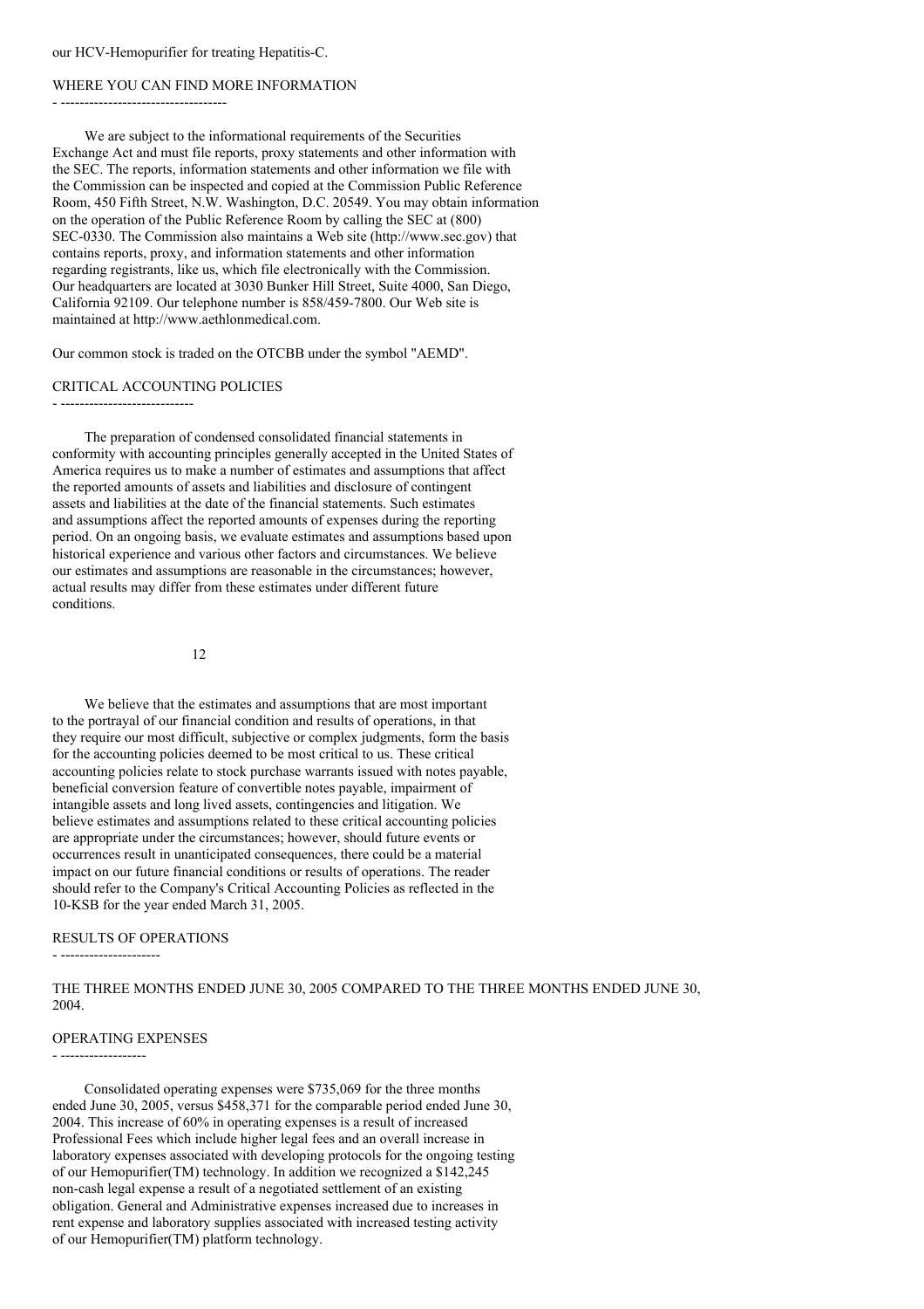our HCV-Hemopurifier for treating Hepatitis-C.

## WHERE YOU CAN FIND MORE INFORMATION

We are subject to the informational requirements of the Securities Exchange Act and must file reports, proxy statements and other information with the SEC. The reports, information statements and other information we file with the Commission can be inspected and copied at the Commission Public Reference Room, 450 Fifth Street, N.W. Washington, D.C. 20549. You may obtain information on the operation of the Public Reference Room by calling the SEC at (800) SEC-0330. The Commission also maintains a Web site (http://www.sec.gov) that contains reports, proxy, and information statements and other information regarding registrants, like us, which file electronically with the Commission. Our headquarters are located at 3030 Bunker Hill Street, Suite 4000, San Diego, California 92109. Our telephone number is 858/459-7800. Our Web site is maintained at http://www.aethlonmedical.com.

Our common stock is traded on the OTCBB under the symbol "AEMD".

## CRITICAL ACCOUNTING POLICIES

The preparation of condensed consolidated financial statements in conformity with accounting principles generally accepted in the United States of America requires us to make a number of estimates and assumptions that affect the reported amounts of assets and liabilities and disclosure of contingent assets and liabilities at the date of the financial statements. Such estimates and assumptions affect the reported amounts of expenses during the reporting period. On an ongoing basis, we evaluate estimates and assumptions based upon historical experience and various other factors and circumstances. We believe our estimates and assumptions are reasonable in the circumstances; however, actual results may differ from these estimates under different future conditions.

We believe that the estimates and assumptions that are most important to the portrayal of our financial condition and results of operations, in that they require our most difficult, subjective or complex judgments, form the basis for the accounting policies deemed to be most critical to us. These critical accounting policies relate to stock purchase warrants issued with notes payable, beneficial conversion feature of convertible notes payable, impairment of intangible assets and long lived assets, contingencies and litigation. We believe estimates and assumptions related to these critical accounting policies are appropriate under the circumstances; however, should future events or occurrences result in unanticipated consequences, there could be a material impact on our future financial conditions or results of operations. The reader should refer to the Company's Critical Accounting Policies as reflected in the 10-KSB for the year ended March 31, 2005.

## RESULTS OF OPERATIONS

THE THREE MONTHS ENDED JUNE 30, 2005 COMPARED TO THE THREE MONTHS ENDED JUNE 30, 2004.

### OPERATING EXPENSES

Consolidated operating expenses were $735,069 for the three months ended June 30, 2005, versus $458,371 for the comparable period ended June 30, 2004. This increase of 60% in operating expenses is a result of increased Professional Fees which include higher legal fees and an overall increase in laboratory expenses associated with developing protocols for the ongoing testing of our Hemopurifier(TM) technology. In addition we recognized a $142,245 non-cash legal expense a result of a negotiated settlement of an existing obligation. General and Administrative expenses increased due to increases in rent expense and laboratory supplies associated with increased testing activity of our Hemopurifier(TM) platform technology.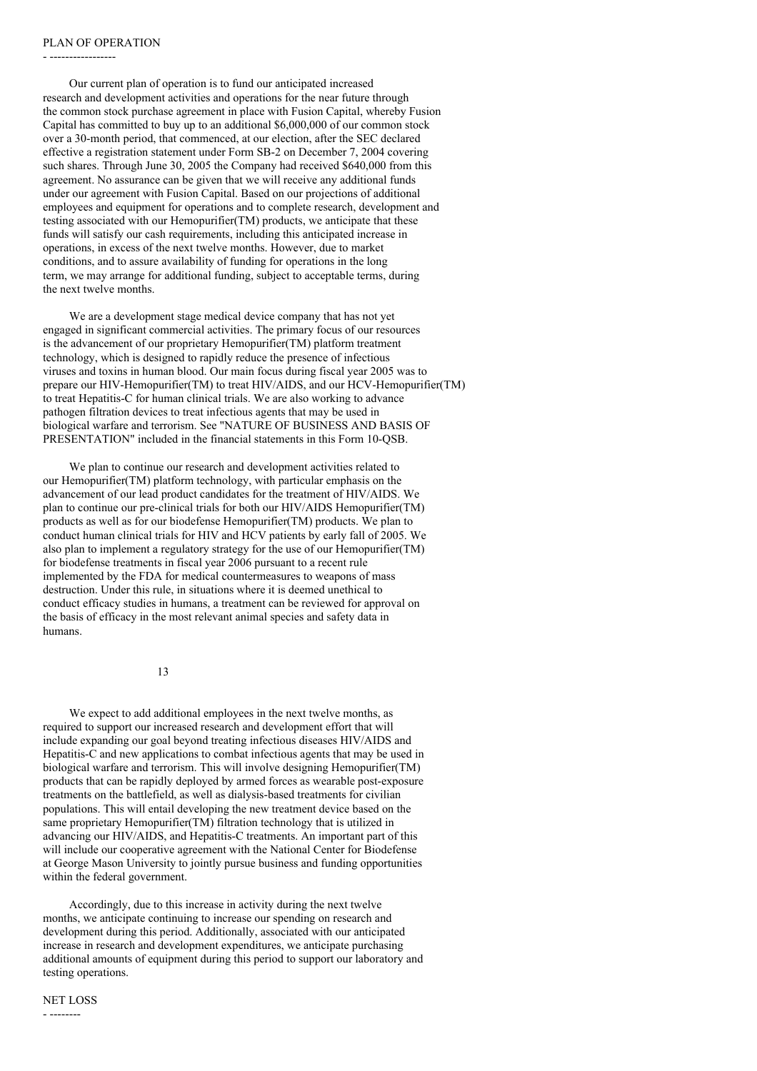## PLAN OF OPERATION

Our current plan of operation is to fund our anticipated increased research and development activities and operations for the near future through the common stock purchase agreement in place with Fusion Capital, whereby Fusion Capital has committed to buy up to an additional $6,000,000 of our common stock over a 30-month period, that commenced, at our election, after the SEC declared effective a registration statement under Form SB-2 on December 7, 2004 covering such shares. Through June 30, 2005 the Company had received $640,000 from this agreement. No assurance can be given that we will receive any additional funds under our agreement with Fusion Capital. Based on our projections of additional employees and equipment for operations and to complete research, development and testing associated with our Hemopurifier(TM) products, we anticipate that these funds will satisfy our cash requirements, including this anticipated increase in operations, in excess of the next twelve months. However, due to market conditions, and to assure availability of funding for operations in the long term, we may arrange for additional funding, subject to acceptable terms, during the next twelve months.

We are a development stage medical device company that has not yet engaged in significant commercial activities. The primary focus of our resources is the advancement of our proprietary Hemopurifier(TM) platform treatment technology, which is designed to rapidly reduce the presence of infectious viruses and toxins in human blood. Our main focus during fiscal year 2005 was to prepare our HIV-Hemopurifier(TM) to treat HIV/AIDS, and our HCV-Hemopurifier(TM) to treat Hepatitis-C for human clinical trials. We are also working to advance pathogen filtration devices to treat infectious agents that may be used in biological warfare and terrorism. See "NATURE OF BUSINESS AND BASIS OF PRESENTATION" included in the financial statements in this Form 10-QSB.

We plan to continue our research and development activities related to our Hemopurifier(TM) platform technology, with particular emphasis on the advancement of our lead product candidates for the treatment of HIV/AIDS. We plan to continue our pre-clinical trials for both our HIV/AIDS Hemopurifier(TM) products as well as for our biodefense Hemopurifier(TM) products. We plan to conduct human clinical trials for HIV and HCV patients by early fall of 2005. We also plan to implement a regulatory strategy for the use of our Hemopurifier(TM) for biodefense treatments in fiscal year 2006 pursuant to a recent rule implemented by the FDA for medical countermeasures to weapons of mass destruction. Under this rule, in situations where it is deemed unethical to conduct efficacy studies in humans, a treatment can be reviewed for approval on the basis of efficacy in the most relevant animal species and safety data in humans.

We expect to add additional employees in the next twelve months, as required to support our increased research and development effort that will include expanding our goal beyond treating infectious diseases HIV/AIDS and Hepatitis-C and new applications to combat infectious agents that may be used in biological warfare and terrorism. This will involve designing Hemopurifier(TM) products that can be rapidly deployed by armed forces as wearable post-exposure treatments on the battlefield, as well as dialysis-based treatments for civilian populations. This will entail developing the new treatment device based on the same proprietary Hemopurifier(TM) filtration technology that is utilized in advancing our HIV/AIDS, and Hepatitis-C treatments. An important part of this will include our cooperative agreement with the National Center for Biodefense at George Mason University to jointly pursue business and funding opportunities within the federal government.

Accordingly, due to this increase in activity during the next twelve months, we anticipate continuing to increase our spending on research and development during this period. Additionally, associated with our anticipated increase in research and development expenditures, we anticipate purchasing additional amounts of equipment during this period to support our laboratory and testing operations.

## NET LOSS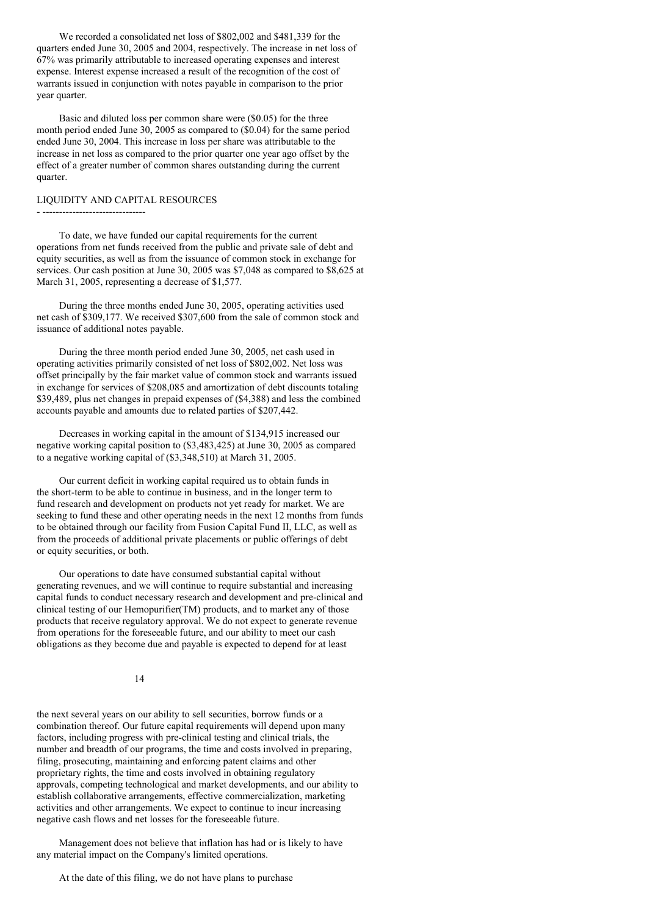We recorded a consolidated net loss of $802,002 and $481,339 for the quarters ended June 30, 2005 and 2004, respectively. The increase in net loss of 67% was primarily attributable to increased operating expenses and interest expense. Interest expense increased a result of the recognition of the cost of warrants issued in conjunction with notes payable in comparison to the prior year quarter.

Basic and diluted loss per common share were ($0.05) for the three month period ended June 30, 2005 as compared to ($0.04) for the same period ended June 30, 2004. This increase in loss per share was attributable to the increase in net loss as compared to the prior quarter one year ago offset by the effect of a greater number of common shares outstanding during the current quarter.

## LIQUIDITY AND CAPITAL RESOURCES

To date, we have funded our capital requirements for the current operations from net funds received from the public and private sale of debt and equity securities, as well as from the issuance of common stock in exchange for services. Our cash position at June 30, 2005 was $7,048 as compared to $8,625 at March 31, 2005, representing a decrease of $1,577.

During the three months ended June 30, 2005, operating activities used net cash of $309,177. We received $307,600 from the sale of common stock and issuance of additional notes payable.

During the three month period ended June 30, 2005, net cash used in operating activities primarily consisted of net loss of $802,002. Net loss was offset principally by the fair market value of common stock and warrants issued in exchange for services of $208,085 and amortization of debt discounts totaling $39,489, plus net changes in prepaid expenses of ($4,388) and less the combined accounts payable and amounts due to related parties of $207,442.

Decreases in working capital in the amount of $134,915 increased our negative working capital position to ($3,483,425) at June 30, 2005 as compared to a negative working capital of ($3,348,510) at March 31, 2005.

Our current deficit in working capital required us to obtain funds in the short-term to be able to continue in business, and in the longer term to fund research and development on products not yet ready for market. We are seeking to fund these and other operating needs in the next 12 months from funds to be obtained through our facility from Fusion Capital Fund II, LLC, as well as from the proceeds of additional private placements or public offerings of debt or equity securities, or both.

Our operations to date have consumed substantial capital without generating revenues, and we will continue to require substantial and increasing capital funds to conduct necessary research and development and pre-clinical and clinical testing of our Hemopurifier(TM) products, and to market any of those products that receive regulatory approval. We do not expect to generate revenue from operations for the foreseeable future, and our ability to meet our cash obligations as they become due and payable is expected to depend for at least the next several years on our ability to sell securities, borrow funds or a combination thereof. Our future capital requirements will depend upon many factors, including progress with pre-clinical testing and clinical trials, the number and breadth of our programs, the time and costs involved in preparing, filing, prosecuting, maintaining and enforcing patent claims and other proprietary rights, the time and costs involved in obtaining regulatory approvals, competing technological and market developments, and our ability to establish collaborative arrangements, effective commercialization, marketing activities and other arrangements. We expect to continue to incur increasing negative cash flows and net losses for the foreseeable future.

Management does not believe that inflation has had or is likely to have any material impact on the Company's limited operations.

At the date of this filing, we do not have plans to purchase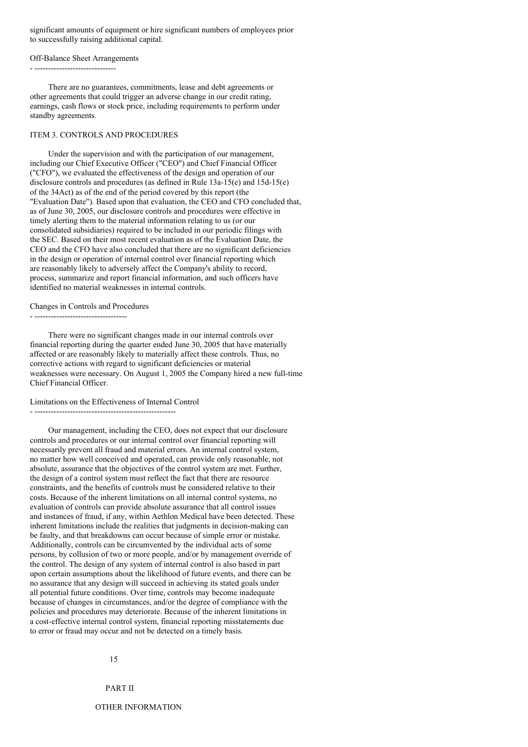significant amounts of equipment or hire significant numbers of employees prior to successfully raising additional capital.

### Off-Balance Sheet Arrangements

There are no guarantees, commitments, lease and debt agreements or other agreements that could trigger an adverse change in our credit rating, earnings, cash flows or stock price, including requirements to perform under standby agreements.

## ITEM 3. CONTROLS AND PROCEDURES

Under the supervision and with the participation of our management, including our Chief Executive Officer ("CEO") and Chief Financial Officer ("CFO"), we evaluated the effectiveness of the design and operation of our disclosure controls and procedures (as defined in Rule 13a-15(e) and 15d-15(e) of the 34Act) as of the end of the period covered by this report (the "Evaluation Date"). Based upon that evaluation, the CEO and CFO concluded that, as of June 30, 2005, our disclosure controls and procedures were effective in timely alerting them to the material information relating to us (or our consolidated subsidiaries) required to be included in our periodic filings with the SEC. Based on their most recent evaluation as of the Evaluation Date, the CEO and the CFO have also concluded that there are no significant deficiencies in the design or operation of internal control over financial reporting which are reasonably likely to adversely affect the Company's ability to record, process, summarize and report financial information, and such officers have identified no material weaknesses in internal controls.

### Changes in Controls and Procedures

There were no significant changes made in our internal controls over financial reporting during the quarter ended June 30, 2005 that have materially affected or are reasonably likely to materially affect these controls. Thus, no corrective actions with regard to significant deficiencies or material weaknesses were necessary. On August 1, 2005 the Company hired a new full-time Chief Financial Officer.

### Limitations on the Effectiveness of Internal Control

Our management, including the CEO, does not expect that our disclosure controls and procedures or our internal control over financial reporting will necessarily prevent all fraud and material errors. An internal control system, no matter how well conceived and operated, can provide only reasonable, not absolute, assurance that the objectives of the control system are met. Further, the design of a control system must reflect the fact that there are resource constraints, and the benefits of controls must be considered relative to their costs. Because of the inherent limitations on all internal control systems, no evaluation of controls can provide absolute assurance that all control issues and instances of fraud, if any, within Aethlon Medical have been detected. These inherent limitations include the realities that judgments in decision-making can be faulty, and that breakdowns can occur because of simple error or mistake. Additionally, controls can be circumvented by the individual acts of some persons, by collusion of two or more people, and/or by management override of the control. The design of any system of internal control is also based in part upon certain assumptions about the likelihood of future events, and there can be no assurance that any design will succeed in achieving its stated goals under all potential future conditions. Over time, controls may become inadequate because of changes in circumstances, and/or the degree of compliance with the policies and procedures may deteriorate. Because of the inherent limitations in a cost-effective internal control system, financial reporting misstatements due to error or fraud may occur and not be detected on a timely basis.

# PART II

# OTHER INFORMATION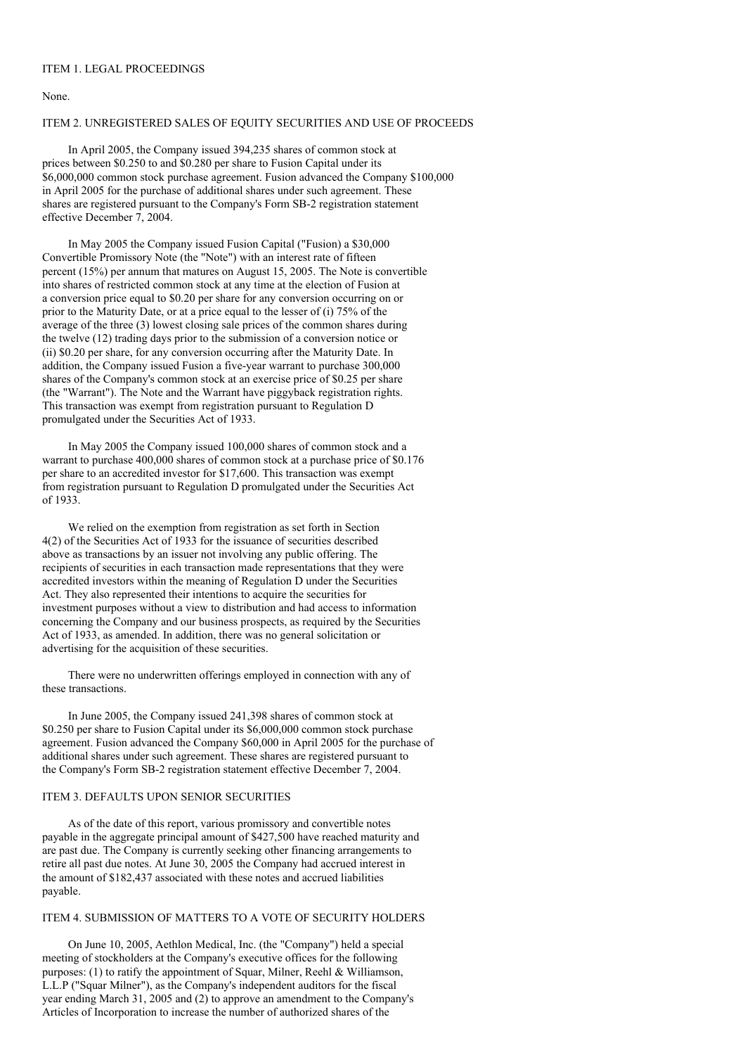## ITEM 1. LEGAL PROCEEDINGS

None.

## ITEM 2. UNREGISTERED SALES OF EQUITY SECURITIES AND USE OF PROCEEDS

In April 2005, the Company issued 394,235 shares of common stock at prices between $0.250 to and $0.280 per share to Fusion Capital under its $6,000,000 common stock purchase agreement. Fusion advanced the Company $100,000 in April 2005 for the purchase of additional shares under such agreement. These shares are registered pursuant to the Company's Form SB-2 registration statement effective December 7, 2004.

In May 2005 the Company issued Fusion Capital ("Fusion) a $30,000 Convertible Promissory Note (the "Note") with an interest rate of fifteen percent (15%) per annum that matures on August 15, 2005. The Note is convertible into shares of restricted common stock at any time at the election of Fusion at a conversion price equal to $0.20 per share for any conversion occurring on or prior to the Maturity Date, or at a price equal to the lesser of (i) 75% of the average of the three (3) lowest closing sale prices of the common shares during the twelve (12) trading days prior to the submission of a conversion notice or (ii) $0.20 per share, for any conversion occurring after the Maturity Date. In addition, the Company issued Fusion a five-year warrant to purchase 300,000 shares of the Company's common stock at an exercise price of $0.25 per share (the "Warrant"). The Note and the Warrant have piggyback registration rights. This transaction was exempt from registration pursuant to Regulation D promulgated under the Securities Act of 1933.

In May 2005 the Company issued 100,000 shares of common stock and a warrant to purchase 400,000 shares of common stock at a purchase price of $0.176 per share to an accredited investor for $17,600. This transaction was exempt from registration pursuant to Regulation D promulgated under the Securities Act of 1933.

We relied on the exemption from registration as set forth in Section 4(2) of the Securities Act of 1933 for the issuance of securities described above as transactions by an issuer not involving any public offering. The recipients of securities in each transaction made representations that they were accredited investors within the meaning of Regulation D under the Securities Act. They also represented their intentions to acquire the securities for investment purposes without a view to distribution and had access to information concerning the Company and our business prospects, as required by the Securities Act of 1933, as amended. In addition, there was no general solicitation or advertising for the acquisition of these securities.

There were no underwritten offerings employed in connection with any of these transactions.

In June 2005, the Company issued 241,398 shares of common stock at $0.250 per share to Fusion Capital under its $6,000,000 common stock purchase agreement. Fusion advanced the Company $60,000 in April 2005 for the purchase of additional shares under such agreement. These shares are registered pursuant to the Company's Form SB-2 registration statement effective December 7, 2004.

## ITEM 3. DEFAULTS UPON SENIOR SECURITIES

As of the date of this report, various promissory and convertible notes payable in the aggregate principal amount of $427,500 have reached maturity and are past due. The Company is currently seeking other financing arrangements to retire all past due notes. At June 30, 2005 the Company had accrued interest in the amount of $182,437 associated with these notes and accrued liabilities payable.

## ITEM 4. SUBMISSION OF MATTERS TO A VOTE OF SECURITY HOLDERS

On June 10, 2005, Aethlon Medical, Inc. (the "Company") held a special meeting of stockholders at the Company's executive offices for the following purposes: (1) to ratify the appointment of Squar, Milner, Reehl & Williamson, L.L.P ("Squar Milner"), as the Company's independent auditors for the fiscal year ending March 31, 2005 and (2) to approve an amendment to the Company's Articles of Incorporation to increase the number of authorized shares of the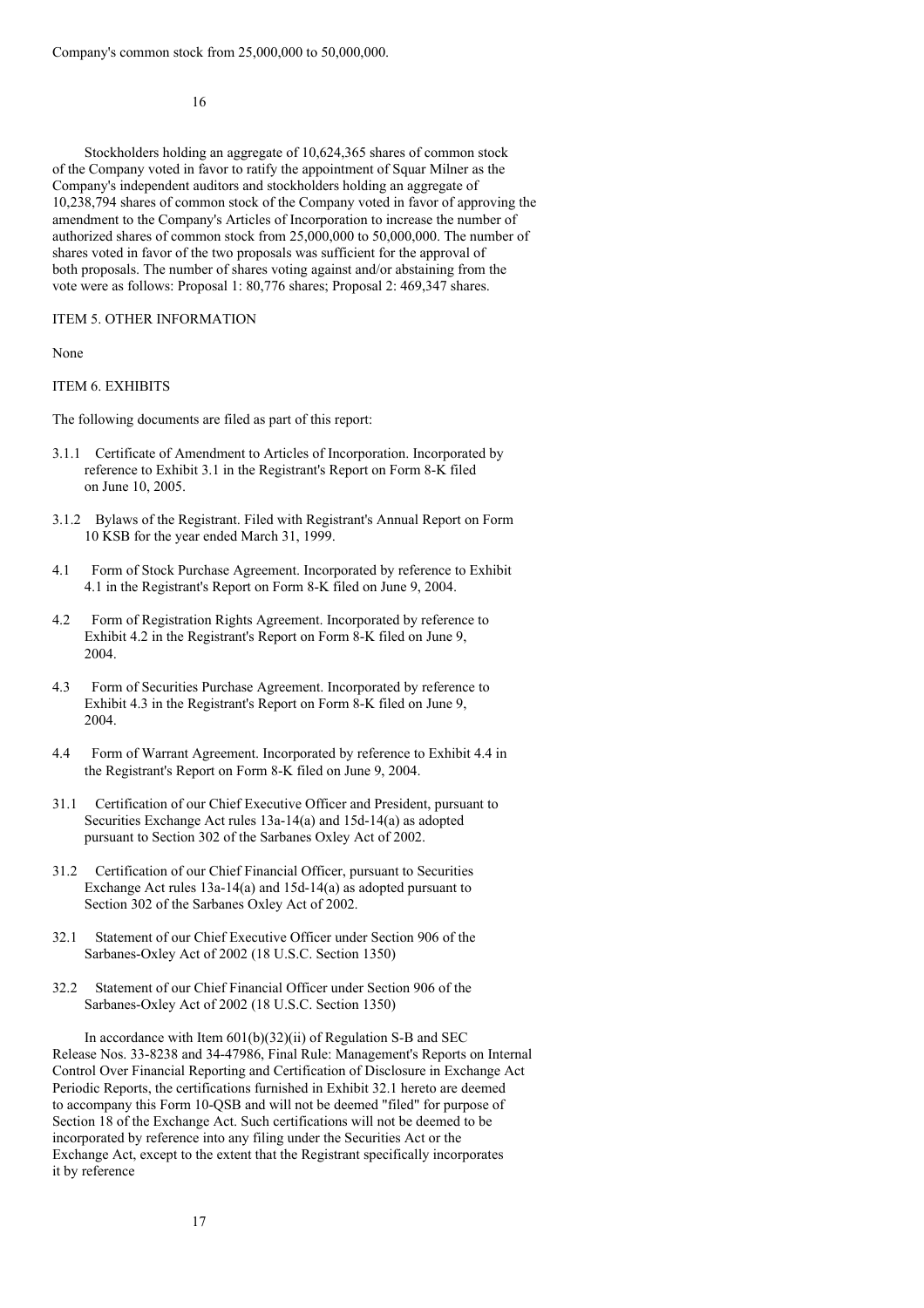Company's common stock from 25,000,000 to 50,000,000.

Stockholders holding an aggregate of 10,624,365 shares of common stock of the Company voted in favor to ratify the appointment of Squar Milner as the Company's independent auditors and stockholders holding an aggregate of 10,238,794 shares of common stock of the Company voted in favor of approving the amendment to the Company's Articles of Incorporation to increase the number of authorized shares of common stock from 25,000,000 to 50,000,000. The number of shares voted in favor of the two proposals was sufficient for the approval of both proposals. The number of shares voting against and/or abstaining from the vote were as follows: Proposal 1: 80,776 shares; Proposal 2: 469,347 shares.

## ITEM 5. OTHER INFORMATION

None

## ITEM 6. EXHIBITS

The following documents are filed as part of this report:

- 3.1.1 Certificate of Amendment to Articles of Incorporation. Incorporated by reference to Exhibit 3.1 in the Registrant's Report on Form 8-K filed on June 10, 2005.
- 3.1.2 Bylaws of the Registrant. Filed with Registrant's Annual Report on Form 10 KSB for the year ended March 31, 1999.
- 4.1 Form of Stock Purchase Agreement. Incorporated by reference to Exhibit 4.1 in the Registrant's Report on Form 8-K filed on June 9, 2004.
- 4.2 Form of Registration Rights Agreement. Incorporated by reference to Exhibit 4.2 in the Registrant's Report on Form 8-K filed on June 9, 2004.
- 4.3 Form of Securities Purchase Agreement. Incorporated by reference to Exhibit 4.3 in the Registrant's Report on Form 8-K filed on June 9, 2004.
- 4.4 Form of Warrant Agreement. Incorporated by reference to Exhibit 4.4 in the Registrant's Report on Form 8-K filed on June 9, 2004.
- 31.1 Certification of our Chief Executive Officer and President, pursuant to Securities Exchange Act rules 13a-14(a) and 15d-14(a) as adopted pursuant to Section 302 of the Sarbanes Oxley Act of 2002.
- 31.2 Certification of our Chief Financial Officer, pursuant to Securities Exchange Act rules 13a-14(a) and 15d-14(a) as adopted pursuant to Section 302 of the Sarbanes Oxley Act of 2002.
- 32.1 Statement of our Chief Executive Officer under Section 906 of the Sarbanes-Oxley Act of 2002 (18 U.S.C. Section 1350)
- 32.2 Statement of our Chief Financial Officer under Section 906 of the Sarbanes-Oxley Act of 2002 (18 U.S.C. Section 1350)

In accordance with Item 601(b)(32)(ii) of Regulation S-B and SEC Release Nos. 33-8238 and 34-47986, Final Rule: Management's Reports on Internal Control Over Financial Reporting and Certification of Disclosure in Exchange Act Periodic Reports, the certifications furnished in Exhibit 32.1 hereto are deemed to accompany this Form 10-QSB and will not be deemed "filed" for purpose of Section 18 of the Exchange Act. Such certifications will not be deemed to be incorporated by reference into any filing under the Securities Act or the Exchange Act, except to the extent that the Registrant specifically incorporates it by reference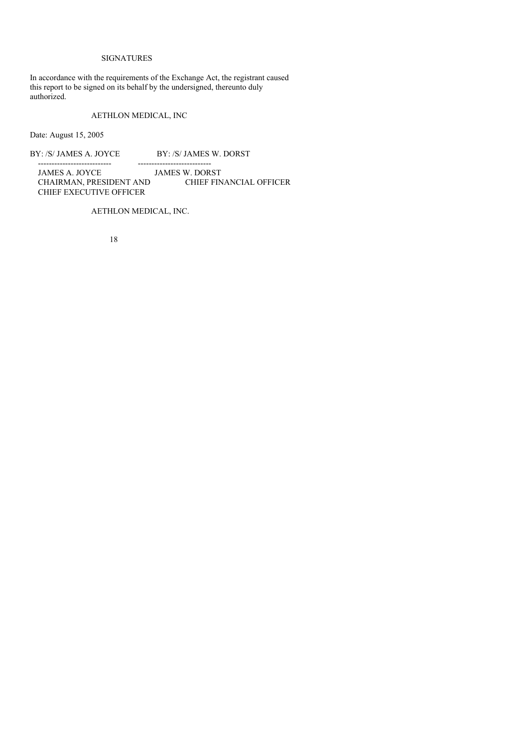## SIGNATURES

In accordance with the requirements of the Exchange Act, the registrant caused this report to be signed on its behalf by the undersigned, thereunto duly authorized.

AETHLON MEDICAL, INC

Date: August 15, 2005

| BY: /S/ JAMES A. JOYCE | BY: /S/ JAMES W. DORST |
|---|---|
| JAMES A. JOYCE | JAMES W. DORST |
| CHAIRMAN, PRESIDENT AND CHIEF EXECUTIVE OFFICER | CHIEF FINANCIAL OFFICER |

AETHLON MEDICAL, INC.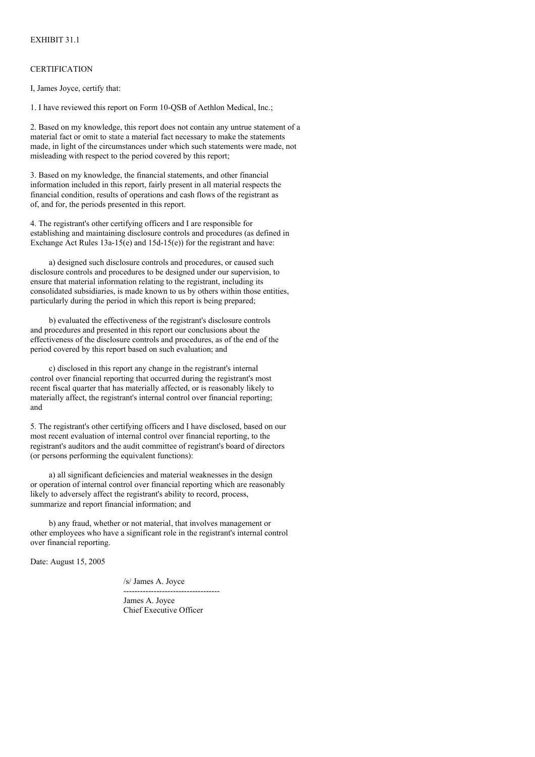EXHIBIT 31.1

CERTIFICATION

I, James Joyce, certify that:

1. I have reviewed this report on Form 10-QSB of Aethlon Medical, Inc.;

2. Based on my knowledge, this report does not contain any untrue statement of a material fact or omit to state a material fact necessary to make the statements made, in light of the circumstances under which such statements were made, not misleading with respect to the period covered by this report;

3. Based on my knowledge, the financial statements, and other financial information included in this report, fairly present in all material respects the financial condition, results of operations and cash flows of the registrant as of, and for, the periods presented in this report.

4. The registrant's other certifying officers and I are responsible for establishing and maintaining disclosure controls and procedures (as defined in Exchange Act Rules 13a-15(e) and 15d-15(e)) for the registrant and have:

a) designed such disclosure controls and procedures, or caused such disclosure controls and procedures to be designed under our supervision, to ensure that material information relating to the registrant, including its consolidated subsidiaries, is made known to us by others within those entities, particularly during the period in which this report is being prepared;

b) evaluated the effectiveness of the registrant's disclosure controls and procedures and presented in this report our conclusions about the effectiveness of the disclosure controls and procedures, as of the end of the period covered by this report based on such evaluation; and

c) disclosed in this report any change in the registrant's internal control over financial reporting that occurred during the registrant's most recent fiscal quarter that has materially affected, or is reasonably likely to materially affect, the registrant's internal control over financial reporting; and

5. The registrant's other certifying officers and I have disclosed, based on our most recent evaluation of internal control over financial reporting, to the registrant's auditors and the audit committee of registrant's board of directors (or persons performing the equivalent functions):

a) all significant deficiencies and material weaknesses in the design or operation of internal control over financial reporting which are reasonably likely to adversely affect the registrant's ability to record, process, summarize and report financial information; and

b) any fraud, whether or not material, that involves management or other employees who have a significant role in the registrant's internal control over financial reporting.

Date: August 15, 2005

/s/ James A. Joyce

----------------------------------

James A. Joyce
Chief Executive Officer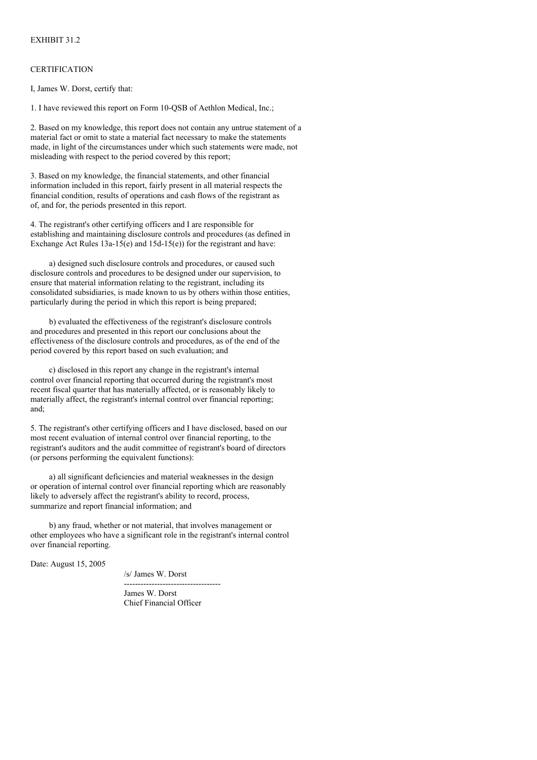EXHIBIT 31.2

CERTIFICATION

I, James W. Dorst, certify that:

1. I have reviewed this report on Form 10-QSB of Aethlon Medical, Inc.;

2. Based on my knowledge, this report does not contain any untrue statement of a material fact or omit to state a material fact necessary to make the statements made, in light of the circumstances under which such statements were made, not misleading with respect to the period covered by this report;

3. Based on my knowledge, the financial statements, and other financial information included in this report, fairly present in all material respects the financial condition, results of operations and cash flows of the registrant as of, and for, the periods presented in this report.

4. The registrant's other certifying officers and I are responsible for establishing and maintaining disclosure controls and procedures (as defined in Exchange Act Rules 13a-15(e) and 15d-15(e)) for the registrant and have:

a) designed such disclosure controls and procedures, or caused such disclosure controls and procedures to be designed under our supervision, to ensure that material information relating to the registrant, including its consolidated subsidiaries, is made known to us by others within those entities, particularly during the period in which this report is being prepared;

b) evaluated the effectiveness of the registrant's disclosure controls and procedures and presented in this report our conclusions about the effectiveness of the disclosure controls and procedures, as of the end of the period covered by this report based on such evaluation; and

c) disclosed in this report any change in the registrant's internal control over financial reporting that occurred during the registrant's most recent fiscal quarter that has materially affected, or is reasonably likely to materially affect, the registrant's internal control over financial reporting; and;

5. The registrant's other certifying officers and I have disclosed, based on our most recent evaluation of internal control over financial reporting, to the registrant's auditors and the audit committee of registrant's board of directors (or persons performing the equivalent functions):

a) all significant deficiencies and material weaknesses in the design or operation of internal control over financial reporting which are reasonably likely to adversely affect the registrant's ability to record, process, summarize and report financial information; and

b) any fraud, whether or not material, that involves management or other employees who have a significant role in the registrant's internal control over financial reporting.

Date: August 15, 2005

/s/ James W. Dorst

----------------------------------

James W. Dorst
Chief Financial Officer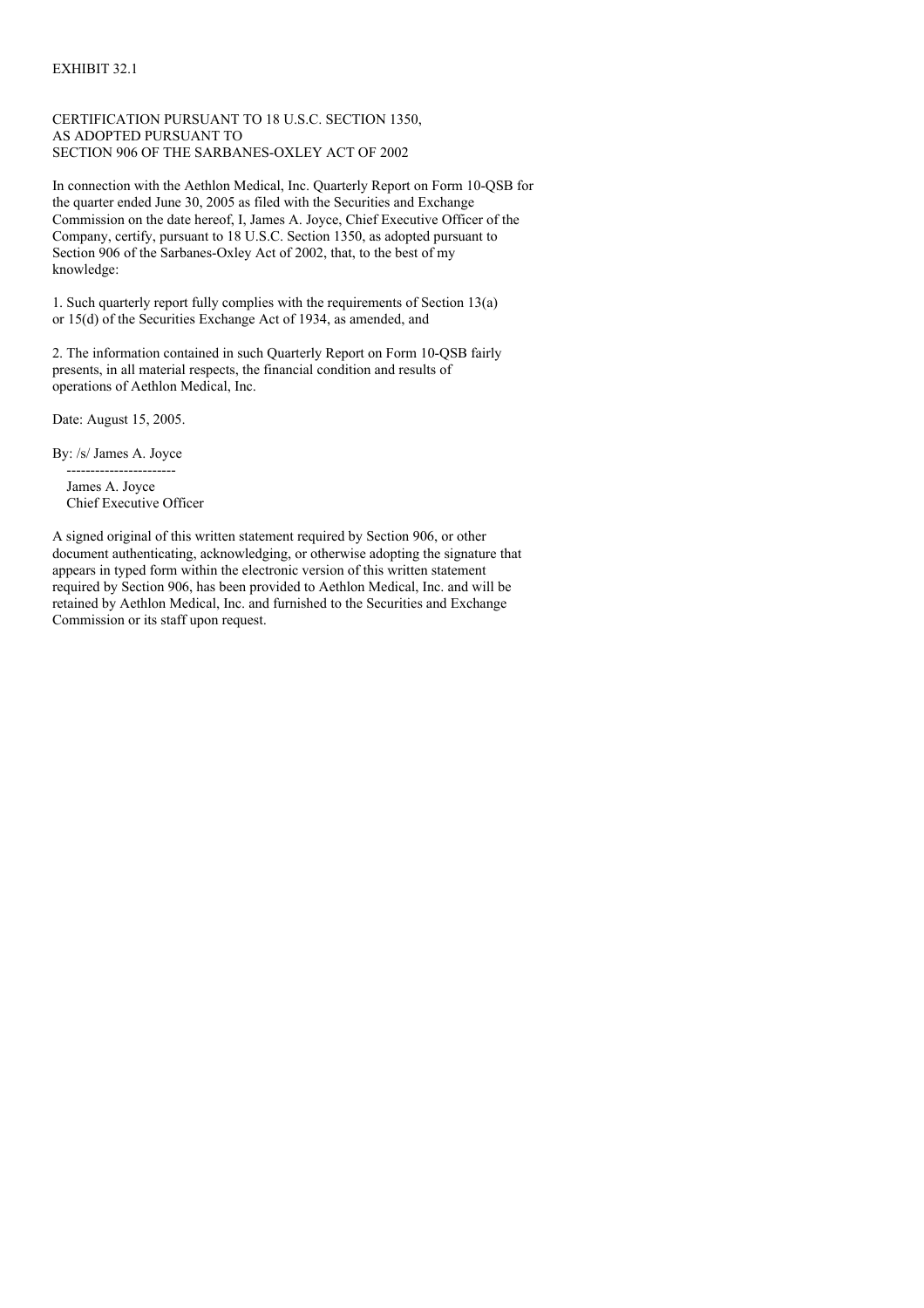EXHIBIT 32.1

CERTIFICATION PURSUANT TO 18 U.S.C. SECTION 1350,
AS ADOPTED PURSUANT TO
SECTION 906 OF THE SARBANES-OXLEY ACT OF 2002

In connection with the Aethlon Medical, Inc. Quarterly Report on Form 10-QSB for the quarter ended June 30, 2005 as filed with the Securities and Exchange Commission on the date hereof, I, James A. Joyce, Chief Executive Officer of the Company, certify, pursuant to 18 U.S.C. Section 1350, as adopted pursuant to Section 906 of the Sarbanes-Oxley Act of 2002, that, to the best of my knowledge:

1. Such quarterly report fully complies with the requirements of Section 13(a) or 15(d) of the Securities Exchange Act of 1934, as amended, and

2. The information contained in such Quarterly Report on Form 10-QSB fairly presents, in all material respects, the financial condition and results of operations of Aethlon Medical, Inc.

Date: August 15, 2005.

By: /s/ James A. Joyce
-----------------------
James A. Joyce
Chief Executive Officer

A signed original of this written statement required by Section 906, or other document authenticating, acknowledging, or otherwise adopting the signature that appears in typed form within the electronic version of this written statement required by Section 906, has been provided to Aethlon Medical, Inc. and will be retained by Aethlon Medical, Inc. and furnished to the Securities and Exchange Commission or its staff upon request.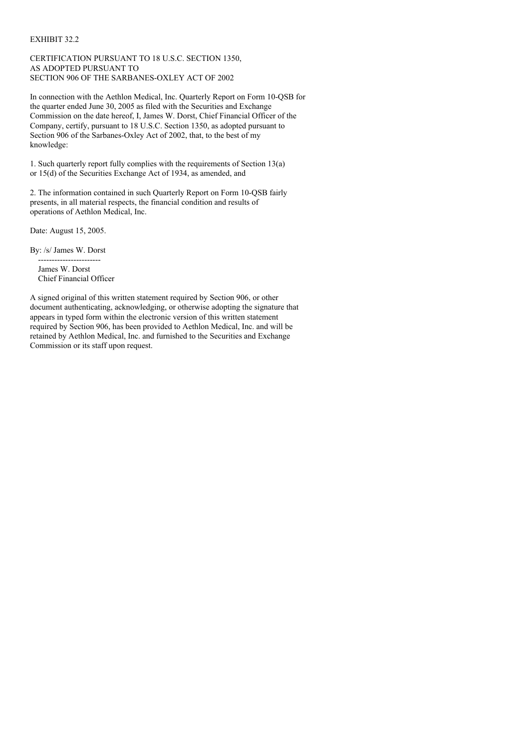EXHIBIT 32.2

CERTIFICATION PURSUANT TO 18 U.S.C. SECTION 1350,
AS ADOPTED PURSUANT TO
SECTION 906 OF THE SARBANES-OXLEY ACT OF 2002

In connection with the Aethlon Medical, Inc. Quarterly Report on Form 10-QSB for the quarter ended June 30, 2005 as filed with the Securities and Exchange Commission on the date hereof, I, James W. Dorst, Chief Financial Officer of the Company, certify, pursuant to 18 U.S.C. Section 1350, as adopted pursuant to Section 906 of the Sarbanes-Oxley Act of 2002, that, to the best of my knowledge:

1. Such quarterly report fully complies with the requirements of Section 13(a) or 15(d) of the Securities Exchange Act of 1934, as amended, and

2. The information contained in such Quarterly Report on Form 10-QSB fairly presents, in all material respects, the financial condition and results of operations of Aethlon Medical, Inc.

Date: August 15, 2005.

By: /s/ James W. Dorst
-----------------------
James W. Dorst
Chief Financial Officer

A signed original of this written statement required by Section 906, or other document authenticating, acknowledging, or otherwise adopting the signature that appears in typed form within the electronic version of this written statement required by Section 906, has been provided to Aethlon Medical, Inc. and will be retained by Aethlon Medical, Inc. and furnished to the Securities and Exchange Commission or its staff upon request.